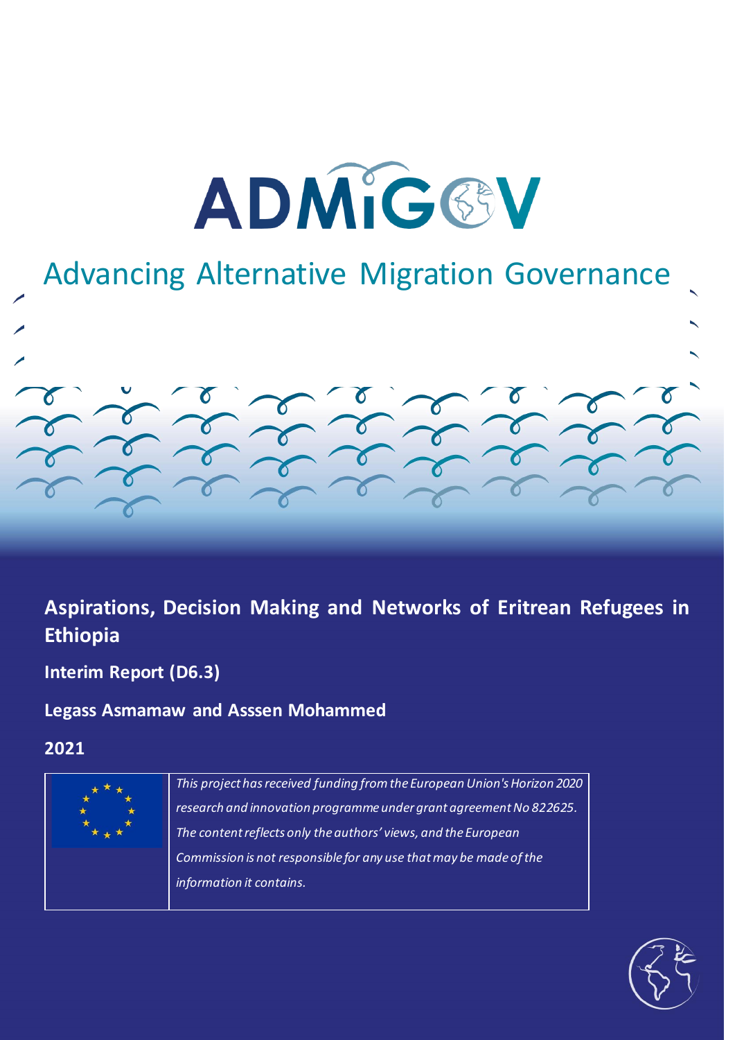# ADMIGOV

Advancing Alternative Migration Governance

## Aspirations, Decision Making and Networks of Eritrean Refugees in Ethiopia

**Interim Report (D6.3)**

**Legass Asmamaw and Asssen Mohammed**

**2021**

*This project has received funding from the European Union's Horizon 2020 research and innovation programme under grant agreement No 822625. The content reflects only the authors' views, and the European Commission is not responsible for any use that may be made of the information it contains.*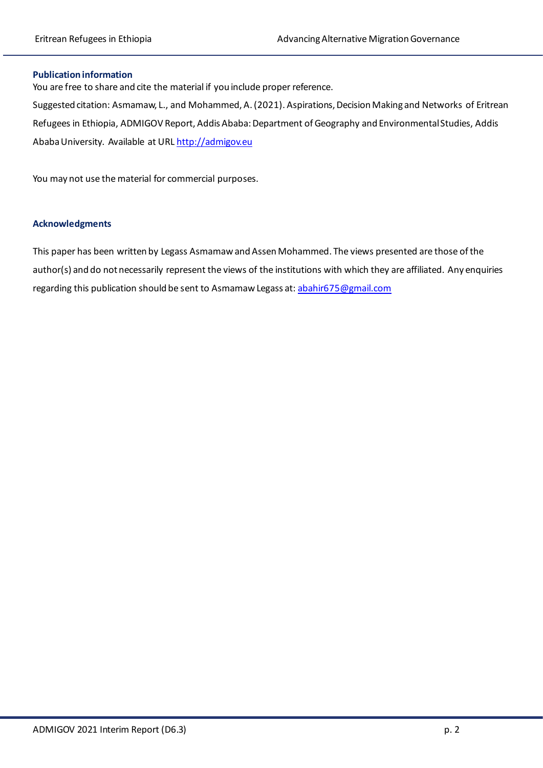### Publication information

You are free to share and cite the material if you include proper reference.

Suggested citation: Asmamaw, L., and Mohammed, A. (2021). Aspirations, Decision Making and Networks of Eritrean Refugees in Ethiopia, ADMIGOV Report, Addis Ababa: Department of Geography and Environmental Studies, Addis Ababa University. Available at URL [http://admigov.eu](http://admigov.eu)

You may not use the material for commercial purposes.

### Acknowledgments

This paper has been written by Legass Asmamaw and Assen Mohammed. The views presented are those of the author(s) and do not necessarily represent the views of the institutions with which they are affiliated. Any enquiries regarding this publication should be sent to Asmamaw Legass at: [abahir675@gmail.com](mailto:abahir675@gmail.com)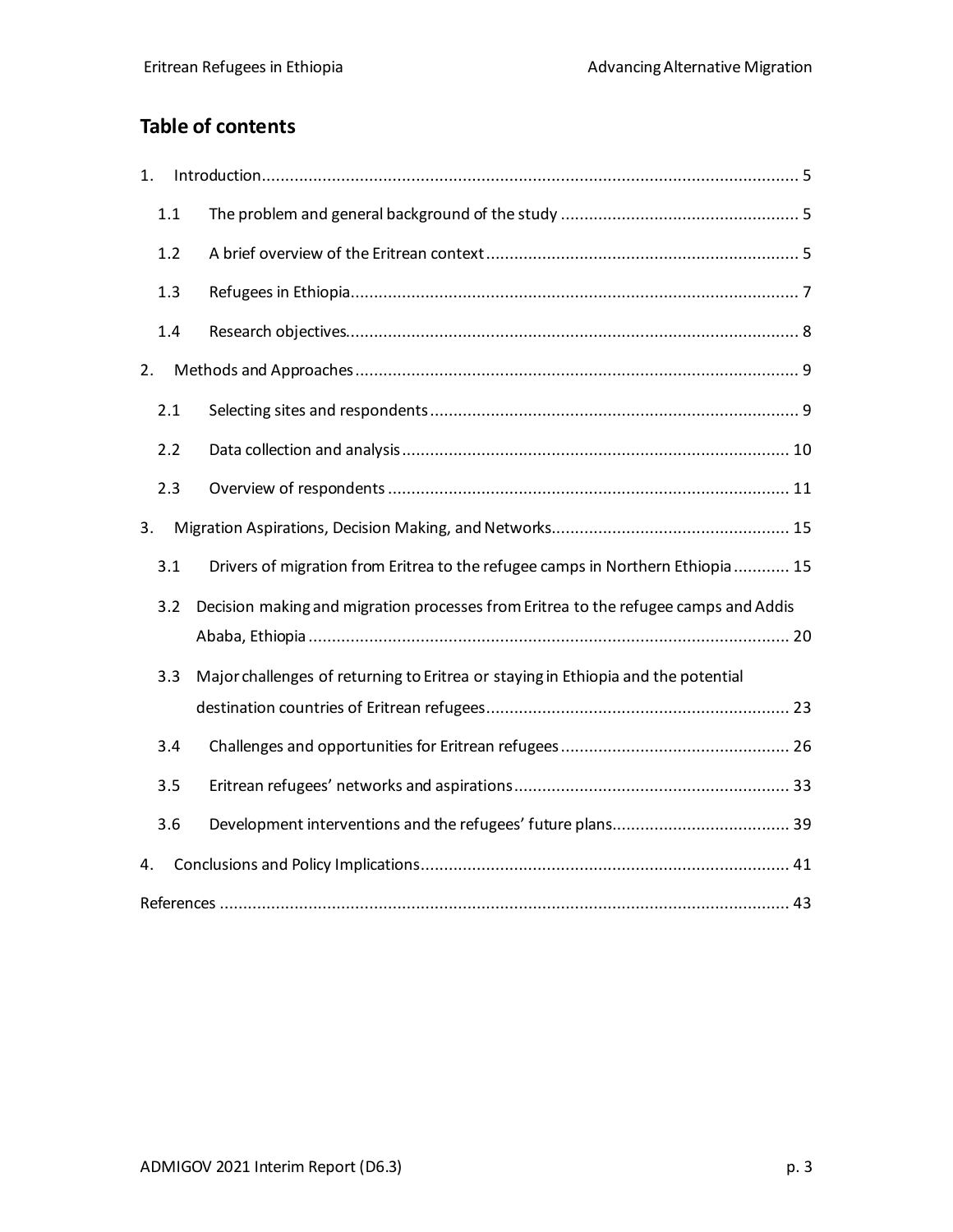## Table of contents

1. Introduction ..... 5
   - 1.1 The problem and general background of the study ..... 5
   - 1.2 A brief overview of the Eritrean context ..... 5
   - 1.3 Refugees in Ethiopia ..... 7
   - 1.4 Research objectives ..... 8
2. Methods and Approaches ..... 9
   - 2.1 Selecting sites and respondents ..... 9
   - 2.2 Data collection and analysis ..... 10
   - 2.3 Overview of respondents ..... 11
3. Migration Aspirations, Decision Making, and Networks ..... 15
   - 3.1 Drivers of migration from Eritrea to the refugee camps in Northern Ethiopia ..... 15
   - 3.2 Decision making and migration processes from Eritrea to the refugee camps and Addis Ababa, Ethiopia ..... 20
   - 3.3 Major challenges of returning to Eritrea or staying in Ethiopia and the potential destination countries of Eritrean refugees ..... 23
   - 3.4 Challenges and opportunities for Eritrean refugees ..... 26
   - 3.5 Eritrean refugees' networks and aspirations ..... 33
   - 3.6 Development interventions and the refugees' future plans ..... 39
4. Conclusions and Policy Implications ..... 41

References ..... 43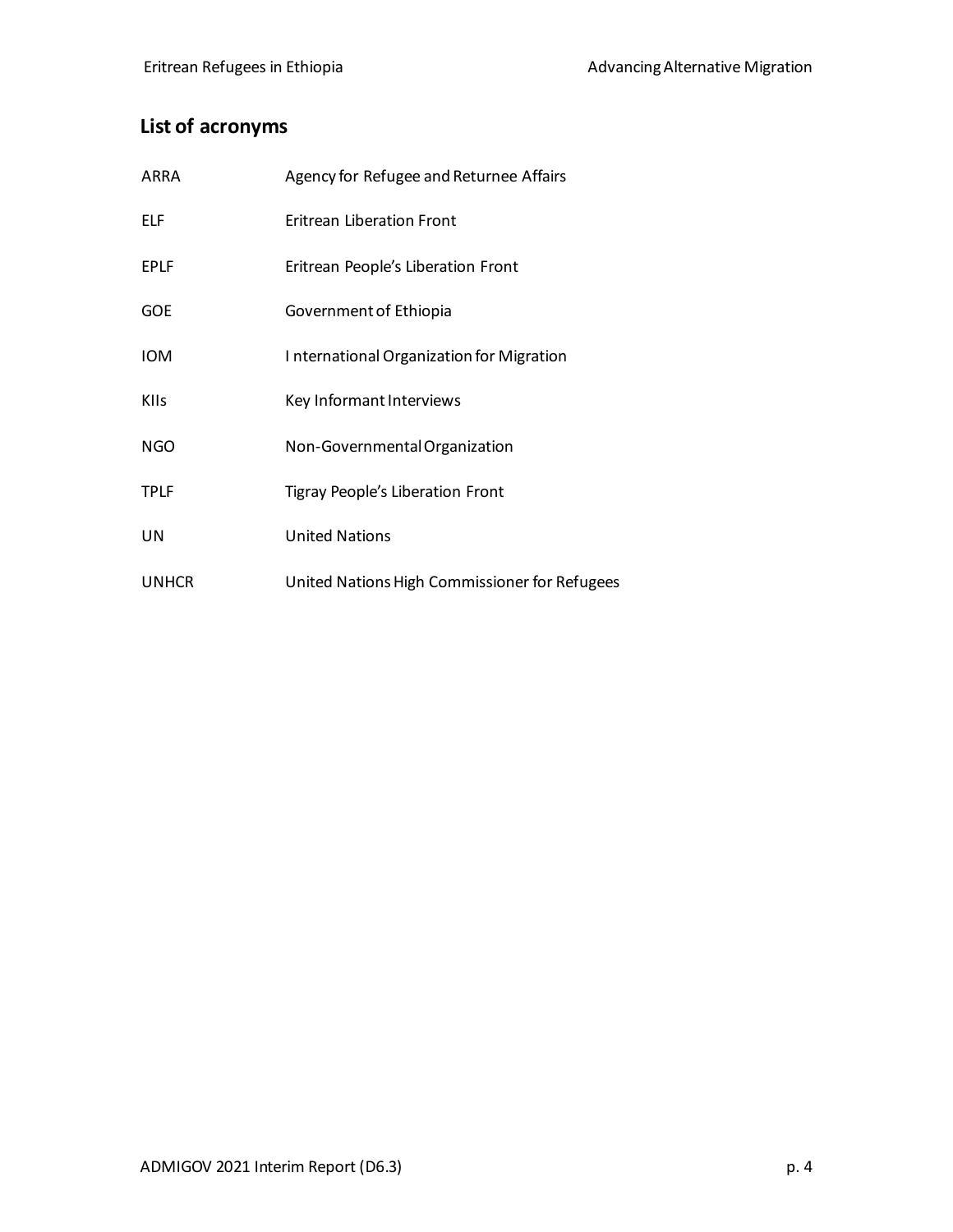## List of acronyms

| | |
|---|---|
| ARRA | Agency for Refugee and Returnee Affairs |
| ELF | Eritrean Liberation Front |
| EPLF | Eritrean People's Liberation Front |
| GOE | Government of Ethiopia |
| IOM | International Organization for Migration |
| KIIs | Key Informant Interviews |
| NGO | Non-Governmental Organization |
| TPLF | Tigray People's Liberation Front |
| UN | United Nations |
| UNHCR | United Nations High Commissioner for Refugees |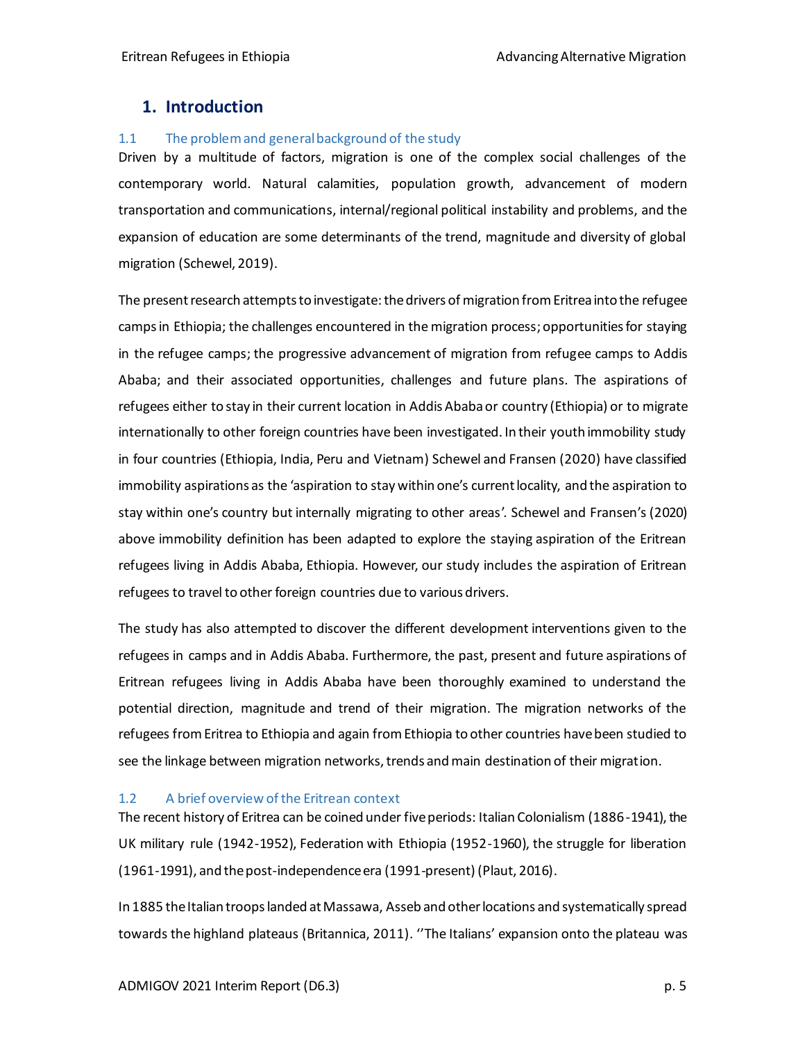# 1. Introduction

## 1.1 The problem and general background of the study

Driven by a multitude of factors, migration is one of the complex social challenges of the contemporary world. Natural calamities, population growth, advancement of modern transportation and communications, internal/regional political instability and problems, and the expansion of education are some determinants of the trend, magnitude and diversity of global migration (Schewel, 2019).

The present research attempts to investigate: the drivers of migration from Eritrea into the refugee camps in Ethiopia; the challenges encountered in the migration process; opportunities for staying in the refugee camps; the progressive advancement of migration from refugee camps to Addis Ababa; and their associated opportunities, challenges and future plans. The aspirations of refugees either to stay in their current location in Addis Ababa or country (Ethiopia) or to migrate internationally to other foreign countries have been investigated. In their youth immobility study in four countries (Ethiopia, India, Peru and Vietnam) Schewel and Fransen (2020) have classified immobility aspirations as the 'aspiration to stay within one's current locality, and the aspiration to stay within one's country but internally migrating to other areas'. Schewel and Fransen's (2020) above immobility definition has been adapted to explore the staying aspiration of the Eritrean refugees living in Addis Ababa, Ethiopia. However, our study includes the aspiration of Eritrean refugees to travel to other foreign countries due to various drivers.

The study has also attempted to discover the different development interventions given to the refugees in camps and in Addis Ababa. Furthermore, the past, present and future aspirations of Eritrean refugees living in Addis Ababa have been thoroughly examined to understand the potential direction, magnitude and trend of their migration. The migration networks of the refugees from Eritrea to Ethiopia and again from Ethiopia to other countries have been studied to see the linkage between migration networks, trends and main destination of their migration.

## 1.2 A brief overview of the Eritrean context

The recent history of Eritrea can be coined under five periods: Italian Colonialism (1886-1941), the UK military rule (1942-1952), Federation with Ethiopia (1952-1960), the struggle for liberation (1961-1991), and the post-independence era (1991-present) (Plaut, 2016).

In 1885 the Italian troops landed at Massawa, Asseb and other locations and systematically spread towards the highland plateaus (Britannica, 2011). ''The Italians' expansion onto the plateau was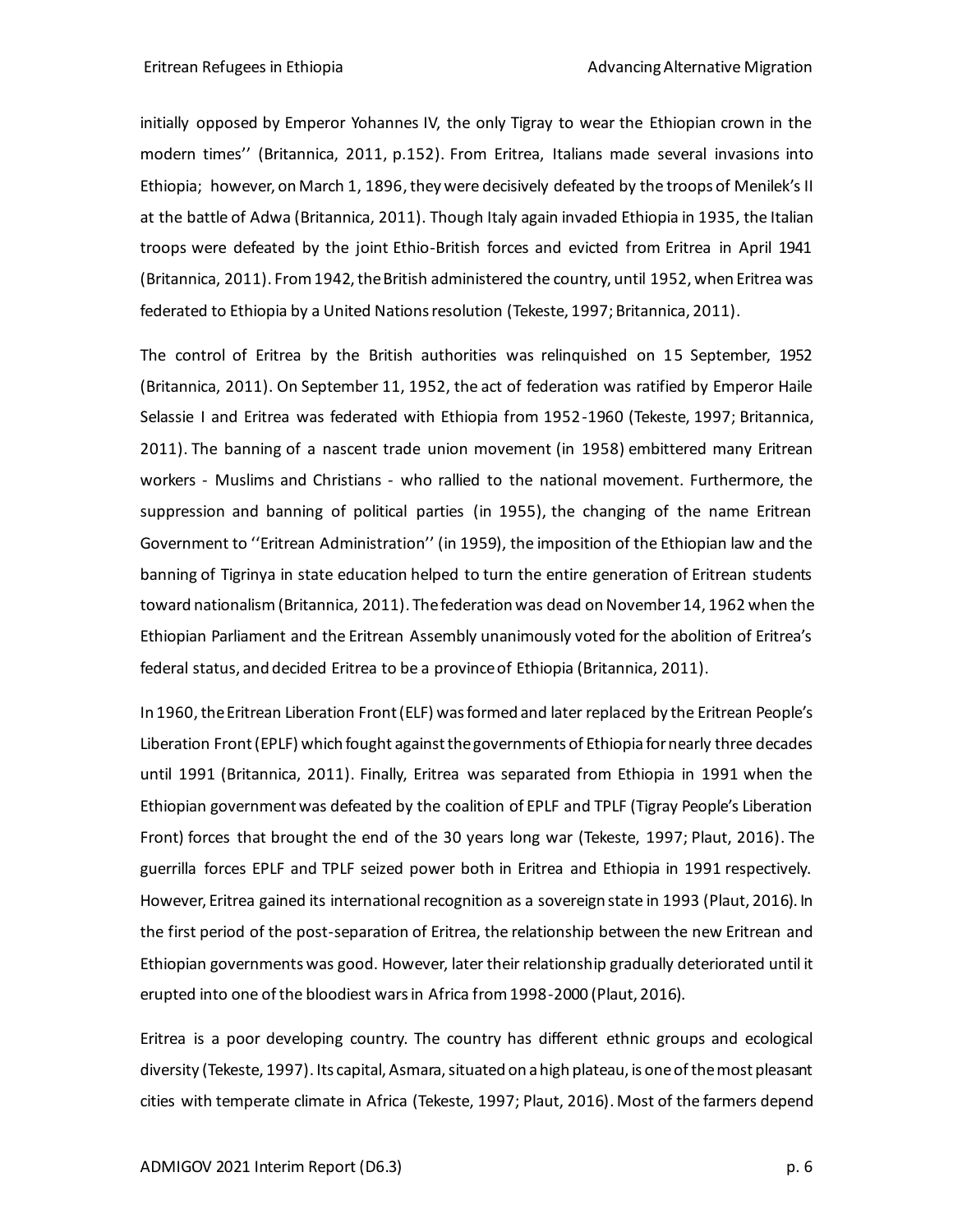initially opposed by Emperor Yohannes IV, the only Tigray to wear the Ethiopian crown in the modern times'' (Britannica, 2011, p.152). From Eritrea, Italians made several invasions into Ethiopia; however, on March 1, 1896, they were decisively defeated by the troops of Menilek's II at the battle of Adwa (Britannica, 2011). Though Italy again invaded Ethiopia in 1935, the Italian troops were defeated by the joint Ethio-British forces and evicted from Eritrea in April 1941 (Britannica, 2011). From 1942, the British administered the country, until 1952, when Eritrea was federated to Ethiopia by a United Nations resolution (Tekeste, 1997; Britannica, 2011).

The control of Eritrea by the British authorities was relinquished on 15 September, 1952 (Britannica, 2011). On September 11, 1952, the act of federation was ratified by Emperor Haile Selassie I and Eritrea was federated with Ethiopia from 1952-1960 (Tekeste, 1997; Britannica, 2011). The banning of a nascent trade union movement (in 1958) embittered many Eritrean workers - Muslims and Christians - who rallied to the national movement. Furthermore, the suppression and banning of political parties (in 1955), the changing of the name Eritrean Government to ''Eritrean Administration'' (in 1959), the imposition of the Ethiopian law and the banning of Tigrinya in state education helped to turn the entire generation of Eritrean students toward nationalism (Britannica, 2011). The federation was dead on November 14, 1962 when the Ethiopian Parliament and the Eritrean Assembly unanimously voted for the abolition of Eritrea's federal status, and decided Eritrea to be a province of Ethiopia (Britannica, 2011).

In 1960, the Eritrean Liberation Front (ELF) was formed and later replaced by the Eritrean People's Liberation Front (EPLF) which fought against the governments of Ethiopia for nearly three decades until 1991 (Britannica, 2011). Finally, Eritrea was separated from Ethiopia in 1991 when the Ethiopian government was defeated by the coalition of EPLF and TPLF (Tigray People's Liberation Front) forces that brought the end of the 30 years long war (Tekeste, 1997; Plaut, 2016). The guerrilla forces EPLF and TPLF seized power both in Eritrea and Ethiopia in 1991 respectively. However, Eritrea gained its international recognition as a sovereign state in 1993 (Plaut, 2016). In the first period of the post-separation of Eritrea, the relationship between the new Eritrean and Ethiopian governments was good. However, later their relationship gradually deteriorated until it erupted into one of the bloodiest wars in Africa from 1998-2000 (Plaut, 2016).

Eritrea is a poor developing country. The country has different ethnic groups and ecological diversity (Tekeste, 1997). Its capital, Asmara, situated on a high plateau, is one of the most pleasant cities with temperate climate in Africa (Tekeste, 1997; Plaut, 2016). Most of the farmers depend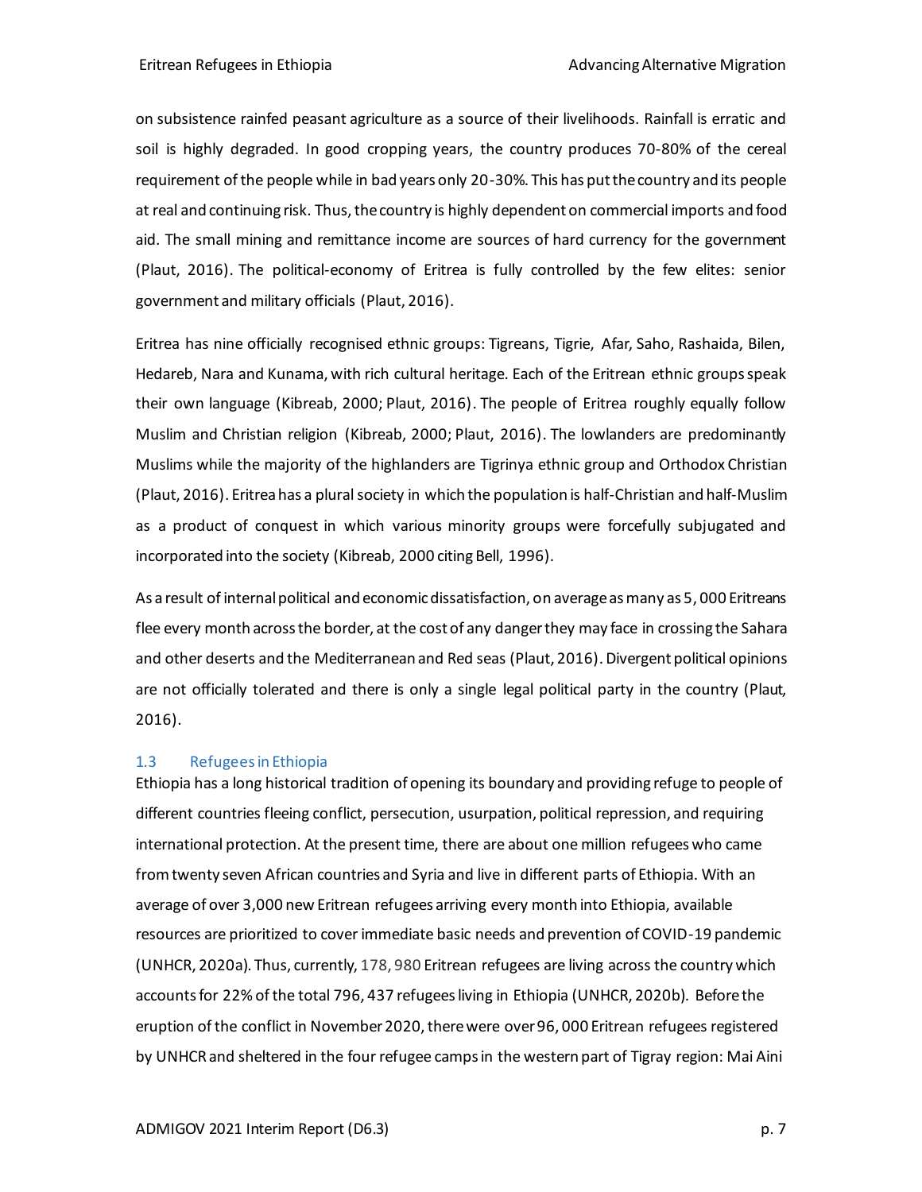on subsistence rainfed peasant agriculture as a source of their livelihoods. Rainfall is erratic and soil is highly degraded. In good cropping years, the country produces 70-80% of the cereal requirement of the people while in bad years only 20-30%. This has put the country and its people at real and continuing risk. Thus, the country is highly dependent on commercial imports and food aid. The small mining and remittance income are sources of hard currency for the government (Plaut, 2016). The political-economy of Eritrea is fully controlled by the few elites: senior government and military officials (Plaut, 2016).

Eritrea has nine officially recognised ethnic groups: Tigreans, Tigrie, Afar, Saho, Rashaida, Bilen, Hedareb, Nara and Kunama, with rich cultural heritage. Each of the Eritrean ethnic groups speak their own language (Kibreab, 2000; Plaut, 2016). The people of Eritrea roughly equally follow Muslim and Christian religion (Kibreab, 2000; Plaut, 2016). The lowlanders are predominantly Muslims while the majority of the highlanders are Tigrinya ethnic group and Orthodox Christian (Plaut, 2016). Eritrea has a plural society in which the population is half-Christian and half-Muslim as a product of conquest in which various minority groups were forcefully subjugated and incorporated into the society (Kibreab, 2000 citing Bell, 1996).

As a result of internal political and economic dissatisfaction, on average as many as 5, 000 Eritreans flee every month across the border, at the cost of any danger they may face in crossing the Sahara and other deserts and the Mediterranean and Red seas (Plaut, 2016). Divergent political opinions are not officially tolerated and there is only a single legal political party in the country (Plaut, 2016).

### 1.3 Refugees in Ethiopia

Ethiopia has a long historical tradition of opening its boundary and providing refuge to people of different countries fleeing conflict, persecution, usurpation, political repression, and requiring international protection. At the present time, there are about one million refugees who came from twenty seven African countries and Syria and live in different parts of Ethiopia. With an average of over 3,000 new Eritrean refugees arriving every month into Ethiopia, available resources are prioritized to cover immediate basic needs and prevention of COVID-19 pandemic (UNHCR, 2020a). Thus, currently, 178, 980 Eritrean refugees are living across the country which accounts for 22% of the total 796, 437 refugees living in Ethiopia (UNHCR, 2020b). Before the eruption of the conflict in November 2020, there were over 96, 000 Eritrean refugees registered by UNHCR and sheltered in the four refugee camps in the western part of Tigray region: Mai Aini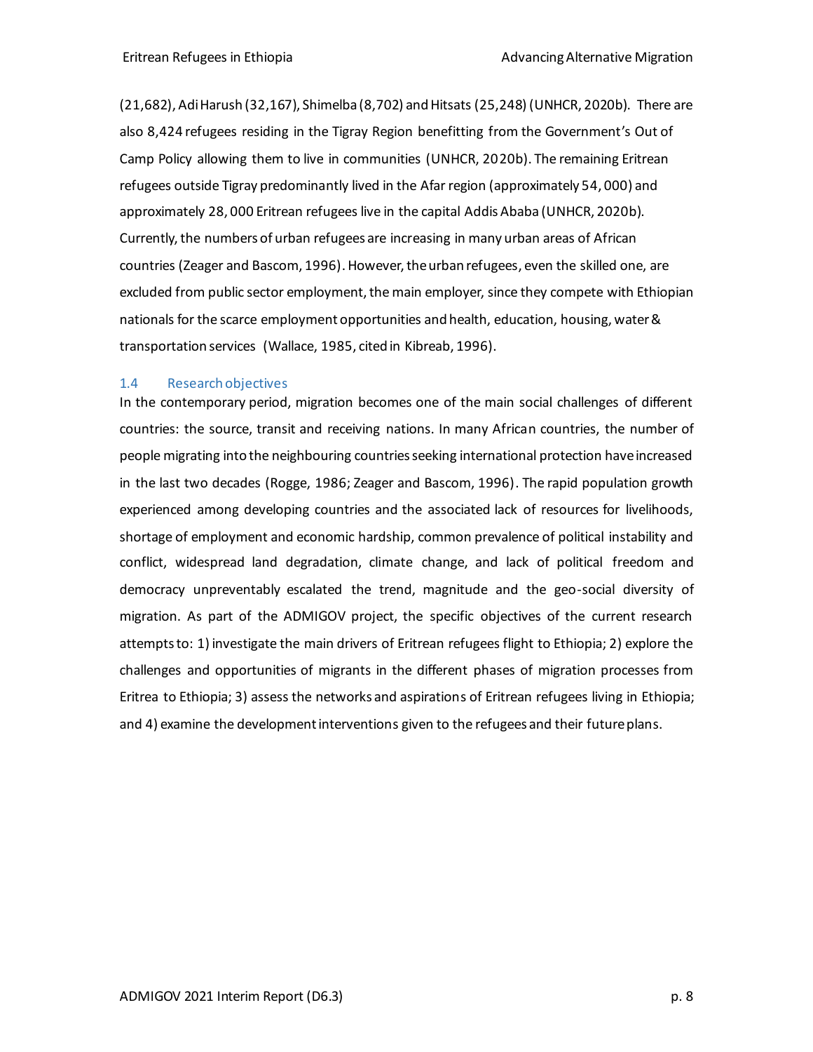(21,682), Adi Harush (32,167), Shimelba (8,702) and Hitsats (25,248) (UNHCR, 2020b). There are also 8,424 refugees residing in the Tigray Region benefitting from the Government's Out of Camp Policy allowing them to live in communities (UNHCR, 2020b). The remaining Eritrean refugees outside Tigray predominantly lived in the Afar region (approximately 54, 000) and approximately 28, 000 Eritrean refugees live in the capital Addis Ababa (UNHCR, 2020b). Currently, the numbers of urban refugees are increasing in many urban areas of African countries (Zeager and Bascom, 1996). However, the urban refugees, even the skilled one, are excluded from public sector employment, the main employer, since they compete with Ethiopian nationals for the scarce employment opportunities and health, education, housing, water & transportation services (Wallace, 1985, cited in Kibreab, 1996).

### 1.4 Research objectives

In the contemporary period, migration becomes one of the main social challenges of different countries: the source, transit and receiving nations. In many African countries, the number of people migrating into the neighbouring countries seeking international protection have increased in the last two decades (Rogge, 1986; Zeager and Bascom, 1996). The rapid population growth experienced among developing countries and the associated lack of resources for livelihoods, shortage of employment and economic hardship, common prevalence of political instability and conflict, widespread land degradation, climate change, and lack of political freedom and democracy unpreventably escalated the trend, magnitude and the geo-social diversity of migration. As part of the ADMIGOV project, the specific objectives of the current research attempts to: 1) investigate the main drivers of Eritrean refugees flight to Ethiopia; 2) explore the challenges and opportunities of migrants in the different phases of migration processes from Eritrea to Ethiopia; 3) assess the networks and aspirations of Eritrean refugees living in Ethiopia; and 4) examine the development interventions given to the refugees and their future plans.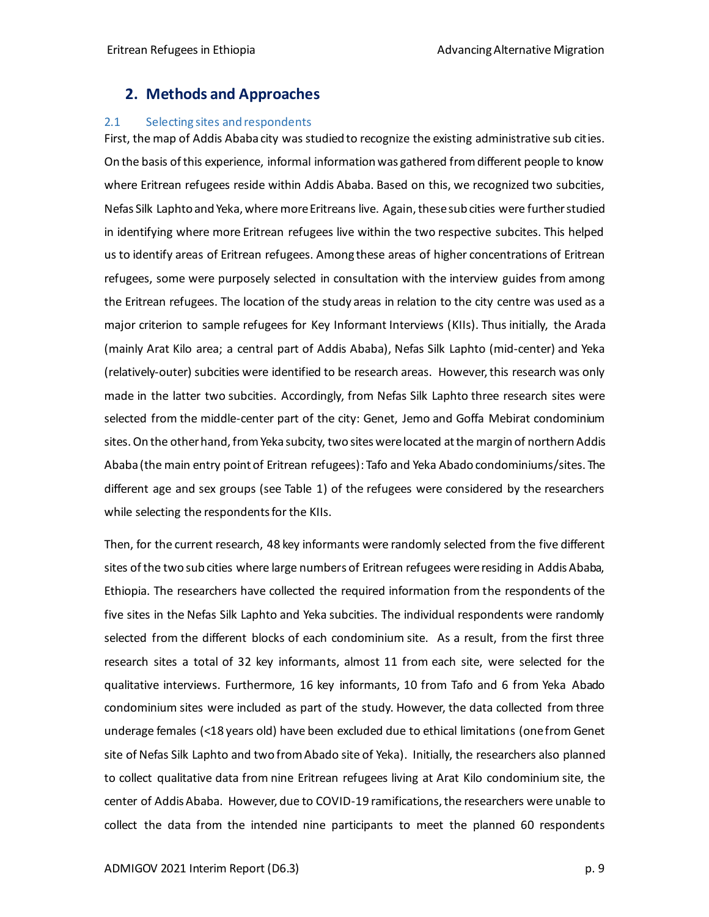## 2. Methods and Approaches

### 2.1 Selecting sites and respondents

First, the map of Addis Ababa city was studied to recognize the existing administrative sub cities. On the basis of this experience, informal information was gathered from different people to know where Eritrean refugees reside within Addis Ababa. Based on this, we recognized two subcities, Nefas Silk Laphto and Yeka, where more Eritreans live. Again, these sub cities were further studied in identifying where more Eritrean refugees live within the two respective subcites. This helped us to identify areas of Eritrean refugees. Among these areas of higher concentrations of Eritrean refugees, some were purposely selected in consultation with the interview guides from among the Eritrean refugees. The location of the study areas in relation to the city centre was used as a major criterion to sample refugees for Key Informant Interviews (KIIs). Thus initially, the Arada (mainly Arat Kilo area; a central part of Addis Ababa), Nefas Silk Laphto (mid-center) and Yeka (relatively-outer) subcities were identified to be research areas. However, this research was only made in the latter two subcities. Accordingly, from Nefas Silk Laphto three research sites were selected from the middle-center part of the city: Genet, Jemo and Goffa Mebirat condominium sites. On the other hand, from Yeka subcity, two sites were located at the margin of northern Addis Ababa (the main entry point of Eritrean refugees): Tafo and Yeka Abado condominiums/sites. The different age and sex groups (see Table 1) of the refugees were considered by the researchers while selecting the respondents for the KIIs.

Then, for the current research, 48 key informants were randomly selected from the five different sites of the two sub cities where large numbers of Eritrean refugees were residing in Addis Ababa, Ethiopia. The researchers have collected the required information from the respondents of the five sites in the Nefas Silk Laphto and Yeka subcities. The individual respondents were randomly selected from the different blocks of each condominium site. As a result, from the first three research sites a total of 32 key informants, almost 11 from each site, were selected for the qualitative interviews. Furthermore, 16 key informants, 10 from Tafo and 6 from Yeka Abado condominium sites were included as part of the study. However, the data collected from three underage females (<18 years old) have been excluded due to ethical limitations (one from Genet site of Nefas Silk Laphto and two from Abado site of Yeka). Initially, the researchers also planned to collect qualitative data from nine Eritrean refugees living at Arat Kilo condominium site, the center of Addis Ababa. However, due to COVID-19 ramifications, the researchers were unable to collect the data from the intended nine participants to meet the planned 60 respondents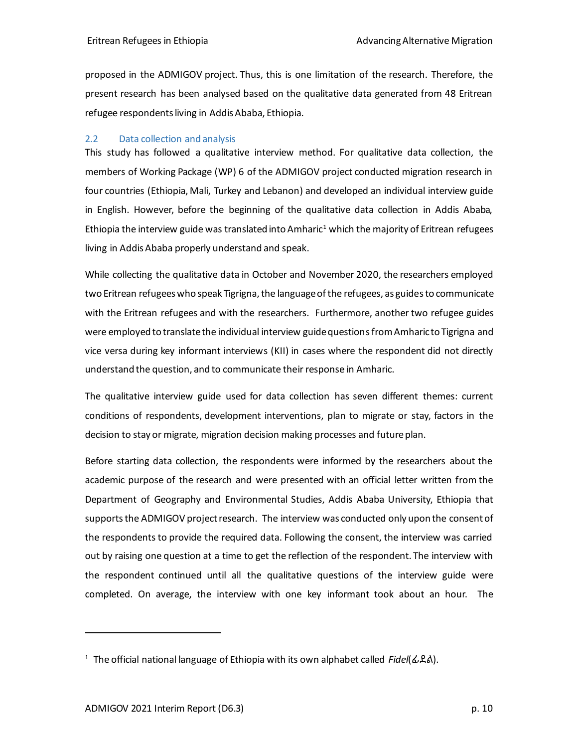proposed in the ADMIGOV project. Thus, this is one limitation of the research. Therefore, the present research has been analysed based on the qualitative data generated from 48 Eritrean refugee respondents living in Addis Ababa, Ethiopia.

## 2.2 Data collection and analysis

This study has followed a qualitative interview method. For qualitative data collection, the members of Working Package (WP) 6 of the ADMIGOV project conducted migration research in four countries (Ethiopia, Mali, Turkey and Lebanon) and developed an individual interview guide in English. However, before the beginning of the qualitative data collection in Addis Ababa, Ethiopia the interview guide was translated into Amharic[1] which the majority of Eritrean refugees living in Addis Ababa properly understand and speak.

While collecting the qualitative data in October and November 2020, the researchers employed two Eritrean refugees who speak Tigrigna, the language of the refugees, as guides to communicate with the Eritrean refugees and with the researchers. Furthermore, another two refugee guides were employed to translate the individual interview guide questions from Amharic to Tigrigna and vice versa during key informant interviews (KII) in cases where the respondent did not directly understand the question, and to communicate their response in Amharic.

The qualitative interview guide used for data collection has seven different themes: current conditions of respondents, development interventions, plan to migrate or stay, factors in the decision to stay or migrate, migration decision making processes and future plan.

Before starting data collection, the respondents were informed by the researchers about the academic purpose of the research and were presented with an official letter written from the Department of Geography and Environmental Studies, Addis Ababa University, Ethiopia that supports the ADMIGOV project research. The interview was conducted only upon the consent of the respondents to provide the required data. Following the consent, the interview was carried out by raising one question at a time to get the reflection of the respondent. The interview with the respondent continued until all the qualitative questions of the interview guide were completed. On average, the interview with one key informant took about an hour. The

---

[1] The official national language of Ethiopia with its own alphabet called *Fidel*(ፊደል).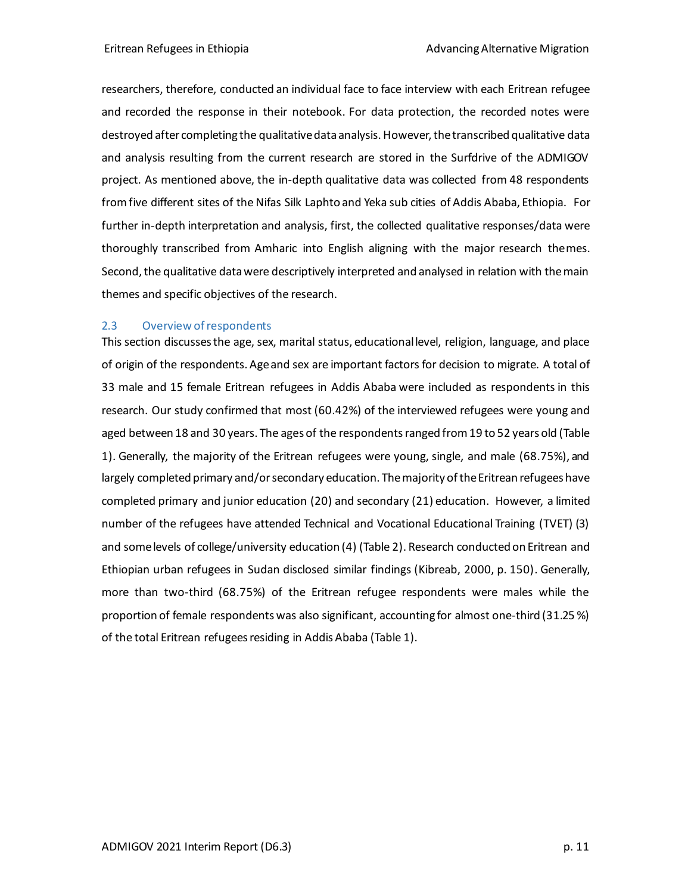researchers, therefore, conducted an individual face to face interview with each Eritrean refugee and recorded the response in their notebook. For data protection, the recorded notes were destroyed after completing the qualitative data analysis. However, the transcribed qualitative data and analysis resulting from the current research are stored in the Surfdrive of the ADMIGOV project. As mentioned above, the in-depth qualitative data was collected from 48 respondents from five different sites of the Nifas Silk Laphto and Yeka sub cities of Addis Ababa, Ethiopia. For further in-depth interpretation and analysis, first, the collected qualitative responses/data were thoroughly transcribed from Amharic into English aligning with the major research themes. Second, the qualitative data were descriptively interpreted and analysed in relation with the main themes and specific objectives of the research.

## 2.3 Overview of respondents

This section discusses the age, sex, marital status, educational level, religion, language, and place of origin of the respondents. Age and sex are important factors for decision to migrate. A total of 33 male and 15 female Eritrean refugees in Addis Ababa were included as respondents in this research. Our study confirmed that most (60.42%) of the interviewed refugees were young and aged between 18 and 30 years. The ages of the respondents ranged from 19 to 52 years old (Table 1). Generally, the majority of the Eritrean refugees were young, single, and male (68.75%), and largely completed primary and/or secondary education. The majority of the Eritrean refugees have completed primary and junior education (20) and secondary (21) education. However, a limited number of the refugees have attended Technical and Vocational Educational Training (TVET) (3) and some levels of college/university education (4) (Table 2). Research conducted on Eritrean and Ethiopian urban refugees in Sudan disclosed similar findings (Kibreab, 2000, p. 150). Generally, more than two-third (68.75%) of the Eritrean refugee respondents were males while the proportion of female respondents was also significant, accounting for almost one-third (31.25 %) of the total Eritrean refugees residing in Addis Ababa (Table 1).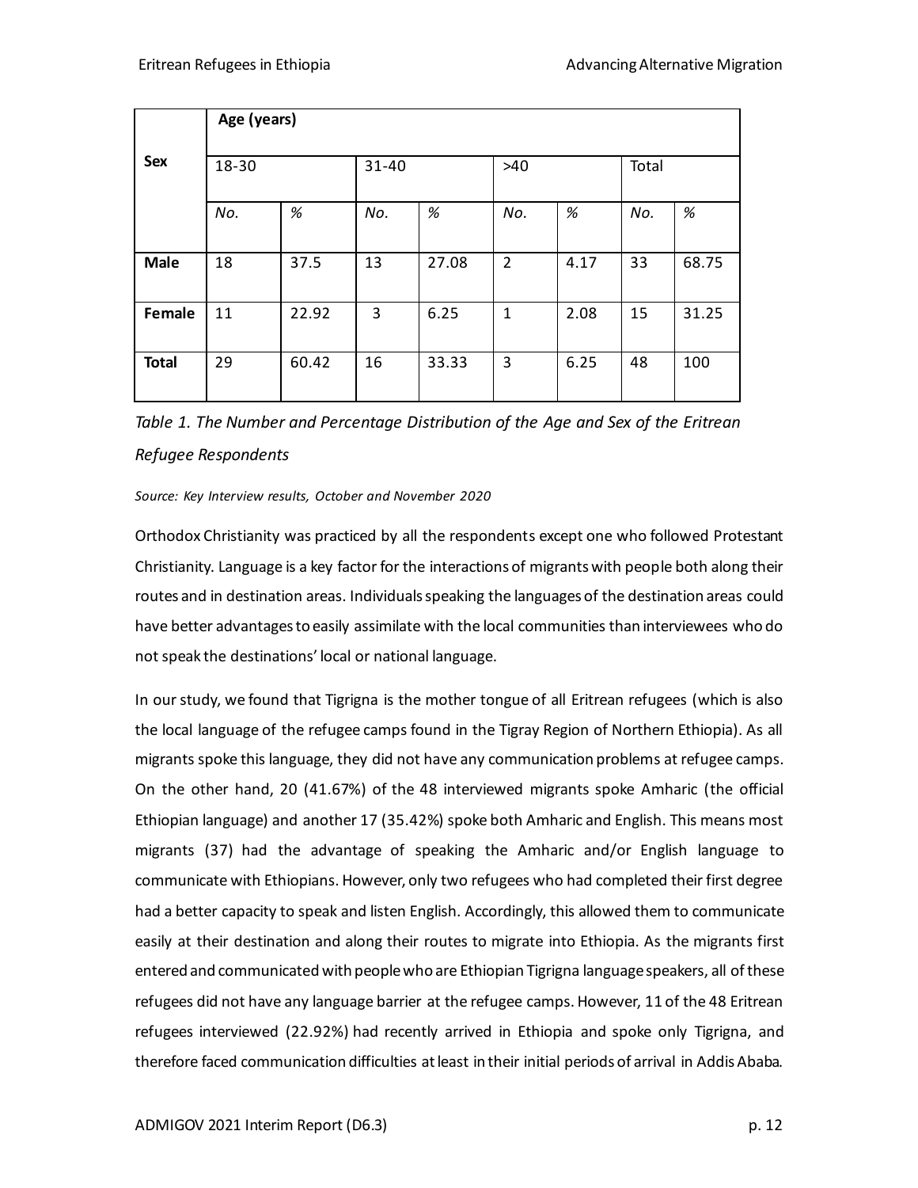| Sex | Age (years) | | | | | | | |
|---|---|---|---|---|---|---|---|---|
| | 18-30 | | 31-40 | | >40 | | Total | |
| | *No.* | *%* | *No.* | *%* | *No.* | *%* | *No.* | *%* |
| **Male** | 18 | 37.5 | 13 | 27.08 | 2 | 4.17 | 33 | 68.75 |
| **Female** | 11 | 22.92 | 3 | 6.25 | 1 | 2.08 | 15 | 31.25 |
| **Total** | 29 | 60.42 | 16 | 33.33 | 3 | 6.25 | 48 | 100 |

*Table 1. The Number and Percentage Distribution of the Age and Sex of the Eritrean Refugee Respondents*

*Source: Key Interview results, October and November 2020*

Orthodox Christianity was practiced by all the respondents except one who followed Protestant Christianity. Language is a key factor for the interactions of migrants with people both along their routes and in destination areas. Individuals speaking the languages of the destination areas could have better advantages to easily assimilate with the local communities than interviewees who do not speak the destinations' local or national language.

In our study, we found that Tigrigna is the mother tongue of all Eritrean refugees (which is also the local language of the refugee camps found in the Tigray Region of Northern Ethiopia). As all migrants spoke this language, they did not have any communication problems at refugee camps. On the other hand, 20 (41.67%) of the 48 interviewed migrants spoke Amharic (the official Ethiopian language) and another 17 (35.42%) spoke both Amharic and English. This means most migrants (37) had the advantage of speaking the Amharic and/or English language to communicate with Ethiopians. However, only two refugees who had completed their first degree had a better capacity to speak and listen English. Accordingly, this allowed them to communicate easily at their destination and along their routes to migrate into Ethiopia. As the migrants first entered and communicated with people who are Ethiopian Tigrigna language speakers, all of these refugees did not have any language barrier at the refugee camps. However, 11 of the 48 Eritrean refugees interviewed (22.92%) had recently arrived in Ethiopia and spoke only Tigrigna, and therefore faced communication difficulties at least in their initial periods of arrival in Addis Ababa.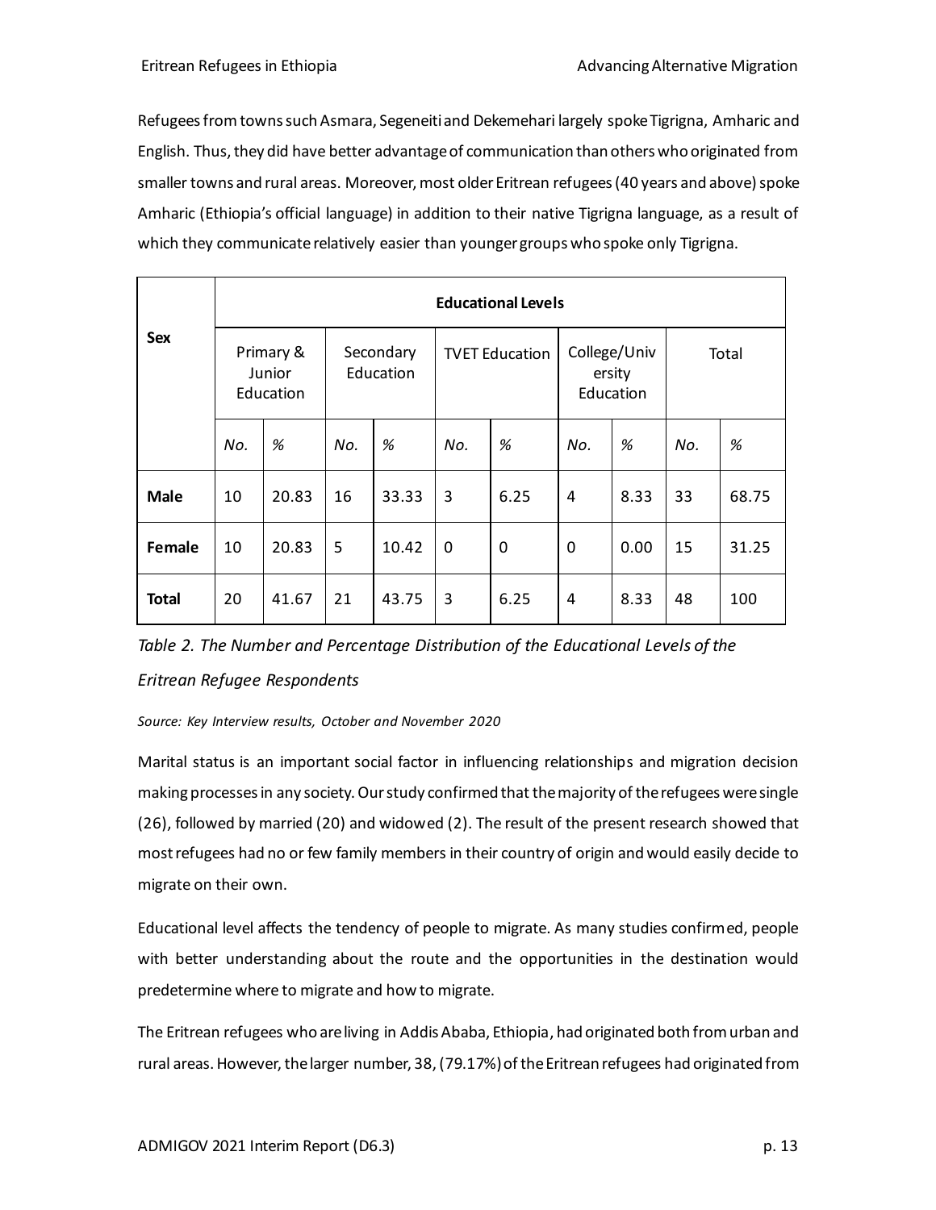Refugees from towns such Asmara, Segeneiti and Dekemehari largely spoke Tigrigna, Amharic and English. Thus, they did have better advantage of communication than others who originated from smaller towns and rural areas. Moreover, most older Eritrean refugees (40 years and above) spoke Amharic (Ethiopia's official language) in addition to their native Tigrigna language, as a result of which they communicate relatively easier than younger groups who spoke only Tigrigna.

| Sex | Educational Levels | | | | | | | | | |
|---|---|---|---|---|---|---|---|---|---|---|
| | Primary & Junior Education | | Secondary Education | | TVET Education | | College/University Education | | Total | |
| | No. | % | No. | % | No. | % | No. | % | No. | % |
| **Male** | 10 | 20.83 | 16 | 33.33 | 3 | 6.25 | 4 | 8.33 | 33 | 68.75 |
| **Female** | 10 | 20.83 | 5 | 10.42 | 0 | 0 | 0 | 0.00 | 15 | 31.25 |
| **Total** | 20 | 41.67 | 21 | 43.75 | 3 | 6.25 | 4 | 8.33 | 48 | 100 |

*Table 2. The Number and Percentage Distribution of the Educational Levels of the Eritrean Refugee Respondents*

*Source: Key Interview results, October and November 2020*

Marital status is an important social factor in influencing relationships and migration decision making processes in any society. Our study confirmed that the majority of the refugees were single (26), followed by married (20) and widowed (2). The result of the present research showed that most refugees had no or few family members in their country of origin and would easily decide to migrate on their own.

Educational level affects the tendency of people to migrate. As many studies confirmed, people with better understanding about the route and the opportunities in the destination would predetermine where to migrate and how to migrate.

The Eritrean refugees who are living in Addis Ababa, Ethiopia, had originated both from urban and rural areas. However, the larger number, 38, (79.17%) of the Eritrean refugees had originated from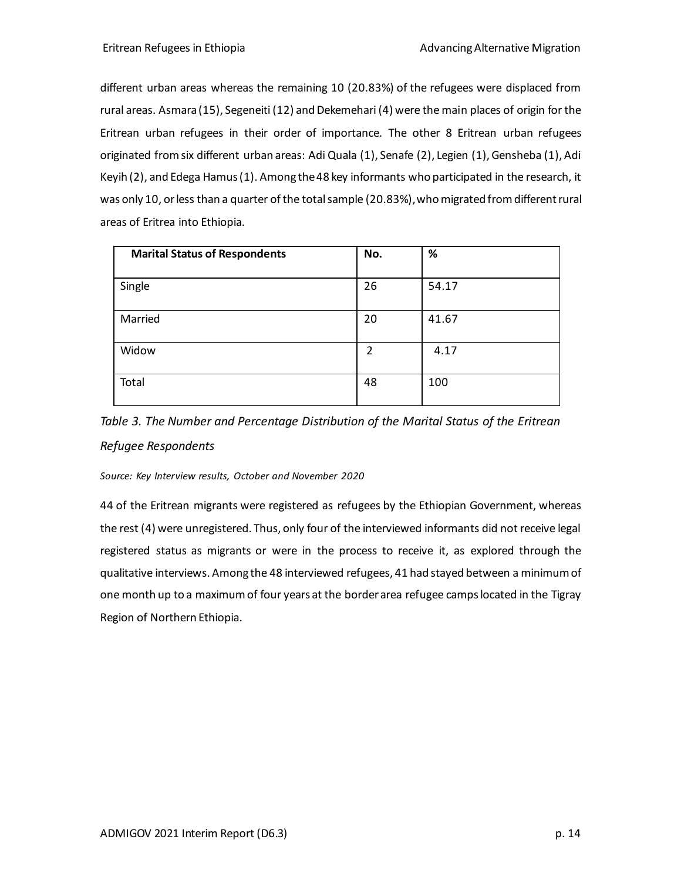different urban areas whereas the remaining 10 (20.83%) of the refugees were displaced from rural areas. Asmara (15), Segeneiti (12) and Dekemehari (4) were the main places of origin for the Eritrean urban refugees in their order of importance. The other 8 Eritrean urban refugees originated from six different urban areas: Adi Quala (1), Senafe (2), Legien (1), Gensheba (1), Adi Keyih (2), and Edega Hamus (1). Among the 48 key informants who participated in the research, it was only 10, or less than a quarter of the total sample (20.83%), who migrated from different rural areas of Eritrea into Ethiopia.

| Marital Status of Respondents | No. | % |
|---|---|---|
| Single | 26 | 54.17 |
| Married | 20 | 41.67 |
| Widow | 2 | 4.17 |
| Total | 48 | 100 |

*Table 3. The Number and Percentage Distribution of the Marital Status of the Eritrean Refugee Respondents*

*Source: Key Interview results, October and November 2020*

44 of the Eritrean migrants were registered as refugees by the Ethiopian Government, whereas the rest (4) were unregistered. Thus, only four of the interviewed informants did not receive legal registered status as migrants or were in the process to receive it, as explored through the qualitative interviews. Among the 48 interviewed refugees, 41 had stayed between a minimum of one month up to a maximum of four years at the border area refugee camps located in the Tigray Region of Northern Ethiopia.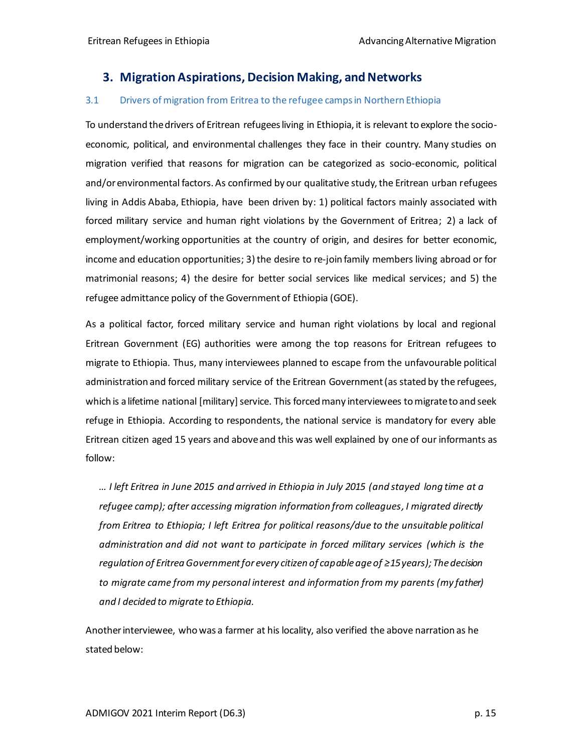## 3. Migration Aspirations, Decision Making, and Networks

### 3.1 Drivers of migration from Eritrea to the refugee camps in Northern Ethiopia

To understand the drivers of Eritrean refugees living in Ethiopia, it is relevant to explore the socio-economic, political, and environmental challenges they face in their country. Many studies on migration verified that reasons for migration can be categorized as socio-economic, political and/or environmental factors. As confirmed by our qualitative study, the Eritrean urban refugees living in Addis Ababa, Ethiopia, have been driven by: 1) political factors mainly associated with forced military service and human right violations by the Government of Eritrea; 2) a lack of employment/working opportunities at the country of origin, and desires for better economic, income and education opportunities; 3) the desire to re-join family members living abroad or for matrimonial reasons; 4) the desire for better social services like medical services; and 5) the refugee admittance policy of the Government of Ethiopia (GOE).

As a political factor, forced military service and human right violations by local and regional Eritrean Government (EG) authorities were among the top reasons for Eritrean refugees to migrate to Ethiopia. Thus, many interviewees planned to escape from the unfavourable political administration and forced military service of the Eritrean Government (as stated by the refugees, which is a lifetime national [military] service. This forced many interviewees to migrate to and seek refuge in Ethiopia. According to respondents, the national service is mandatory for every able Eritrean citizen aged 15 years and above and this was well explained by one of our informants as follow:

> *… I left Eritrea in June 2015 and arrived in Ethiopia in July 2015 (and stayed long time at a refugee camp); after accessing migration information from colleagues, I migrated directly from Eritrea to Ethiopia; I left Eritrea for political reasons/due to the unsuitable political administration and did not want to participate in forced military services (which is the regulation of Eritrea Government for every citizen of capable age of ≥15 years); The decision to migrate came from my personal interest and information from my parents (my father) and I decided to migrate to Ethiopia.*

Another interviewee, who was a farmer at his locality, also verified the above narration as he stated below: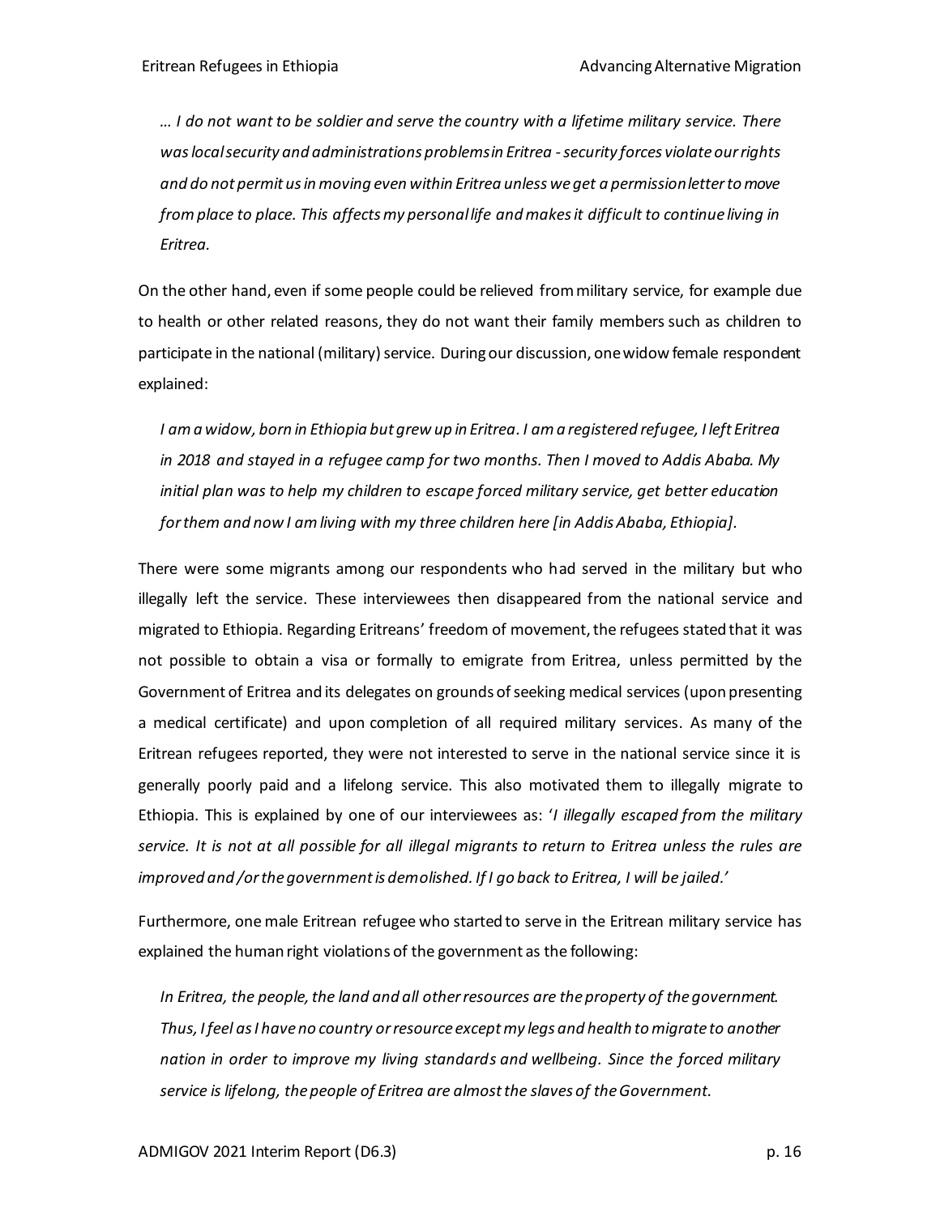*… I do not want to be soldier and serve the country with a lifetime military service. There was local security and administrations problems in Eritrea - security forces violate our rights and do not permit us in moving even within Eritrea unless we get a permission letter to move from place to place. This affects my personal life and makes it difficult to continue living in Eritrea.*

On the other hand, even if some people could be relieved from military service, for example due to health or other related reasons, they do not want their family members such as children to participate in the national (military) service. During our discussion, one widow female respondent explained:

*I am a widow, born in Ethiopia but grew up in Eritrea. I am a registered refugee, I left Eritrea in 2018 and stayed in a refugee camp for two months. Then I moved to Addis Ababa. My initial plan was to help my children to escape forced military service, get better education for them and now I am living with my three children here [in Addis Ababa, Ethiopia].*

There were some migrants among our respondents who had served in the military but who illegally left the service. These interviewees then disappeared from the national service and migrated to Ethiopia. Regarding Eritreans' freedom of movement, the refugees stated that it was not possible to obtain a visa or formally to emigrate from Eritrea, unless permitted by the Government of Eritrea and its delegates on grounds of seeking medical services (upon presenting a medical certificate) and upon completion of all required military services. As many of the Eritrean refugees reported, they were not interested to serve in the national service since it is generally poorly paid and a lifelong service. This also motivated them to illegally migrate to Ethiopia. This is explained by one of our interviewees as: '*I illegally escaped from the military service. It is not at all possible for all illegal migrants to return to Eritrea unless the rules are improved and /or the government is demolished. If I go back to Eritrea, I will be jailed.*'

Furthermore, one male Eritrean refugee who started to serve in the Eritrean military service has explained the human right violations of the government as the following:

*In Eritrea, the people, the land and all other resources are the property of the government. Thus, I feel as I have no country or resource except my legs and health to migrate to another nation in order to improve my living standards and wellbeing. Since the forced military service is lifelong, the people of Eritrea are almost the slaves of the Government.*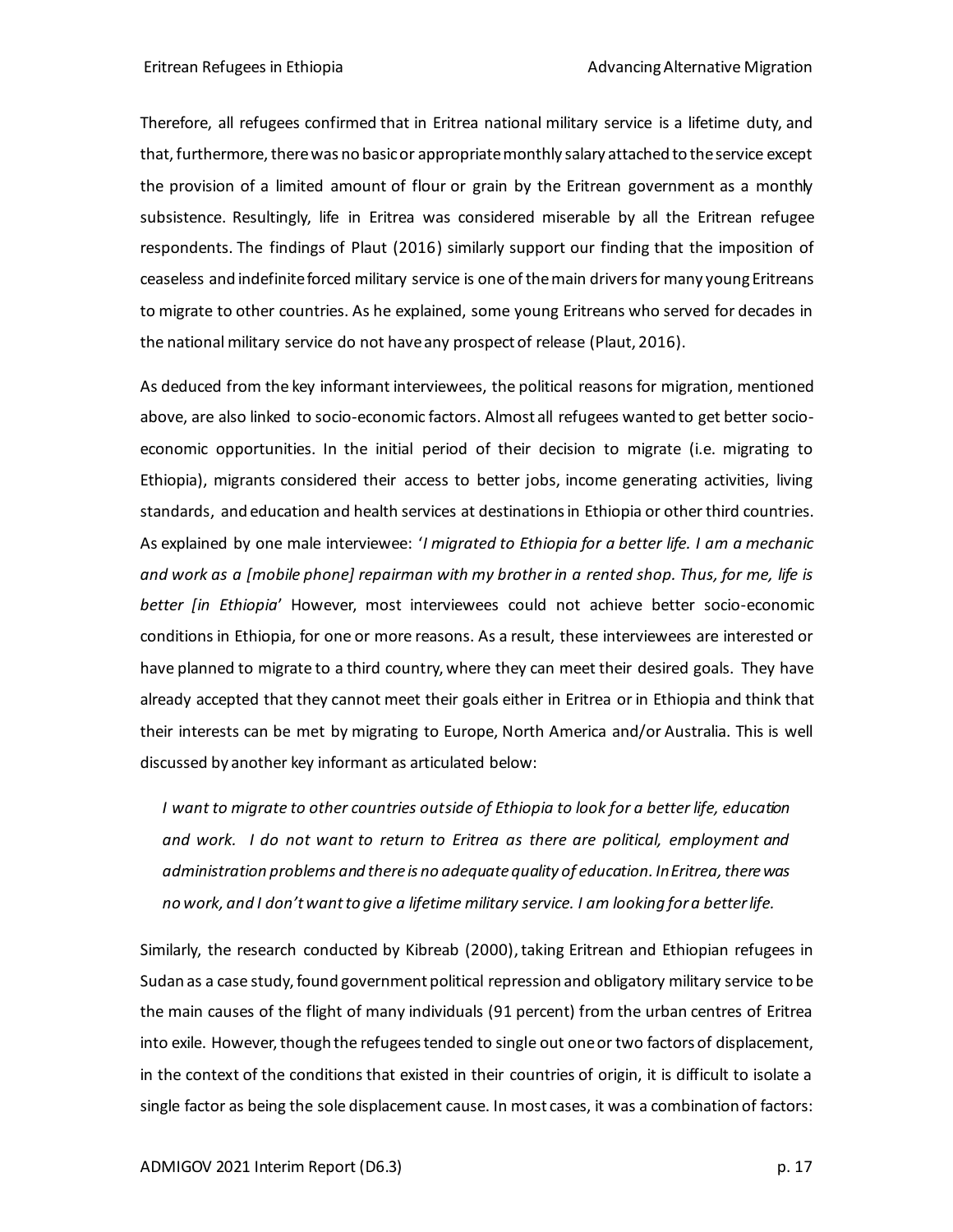Therefore, all refugees confirmed that in Eritrea national military service is a lifetime duty, and that, furthermore, there was no basic or appropriate monthly salary attached to the service except the provision of a limited amount of flour or grain by the Eritrean government as a monthly subsistence. Resultingly, life in Eritrea was considered miserable by all the Eritrean refugee respondents. The findings of Plaut (2016) similarly support our finding that the imposition of ceaseless and indefinite forced military service is one of the main drivers for many young Eritreans to migrate to other countries. As he explained, some young Eritreans who served for decades in the national military service do not have any prospect of release (Plaut, 2016).

As deduced from the key informant interviewees, the political reasons for migration, mentioned above, are also linked to socio-economic factors. Almost all refugees wanted to get better socio-economic opportunities. In the initial period of their decision to migrate (i.e. migrating to Ethiopia), migrants considered their access to better jobs, income generating activities, living standards, and education and health services at destinations in Ethiopia or other third countries. As explained by one male interviewee: '*I migrated to Ethiopia for a better life. I am a mechanic and work as a [mobile phone] repairman with my brother in a rented shop. Thus, for me, life is better [in Ethiopia*' However, most interviewees could not achieve better socio-economic conditions in Ethiopia, for one or more reasons. As a result, these interviewees are interested or have planned to migrate to a third country, where they can meet their desired goals. They have already accepted that they cannot meet their goals either in Eritrea or in Ethiopia and think that their interests can be met by migrating to Europe, North America and/or Australia. This is well discussed by another key informant as articulated below:

> *I want to migrate to other countries outside of Ethiopia to look for a better life, education and work. I do not want to return to Eritrea as there are political, employment and administration problems and there is no adequate quality of education. In Eritrea, there was no work, and I don't want to give a lifetime military service. I am looking for a better life.*

Similarly, the research conducted by Kibreab (2000), taking Eritrean and Ethiopian refugees in Sudan as a case study, found government political repression and obligatory military service to be the main causes of the flight of many individuals (91 percent) from the urban centres of Eritrea into exile. However, though the refugees tended to single out one or two factors of displacement, in the context of the conditions that existed in their countries of origin, it is difficult to isolate a single factor as being the sole displacement cause. In most cases, it was a combination of factors: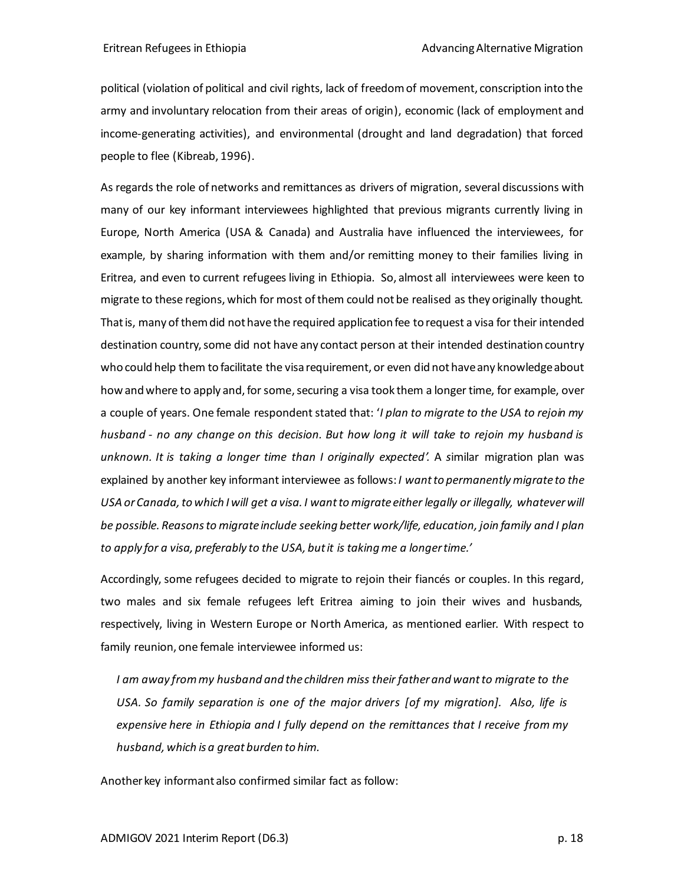political (violation of political and civil rights, lack of freedom of movement, conscription into the army and involuntary relocation from their areas of origin), economic (lack of employment and income-generating activities), and environmental (drought and land degradation) that forced people to flee (Kibreab, 1996).

As regards the role of networks and remittances as drivers of migration, several discussions with many of our key informant interviewees highlighted that previous migrants currently living in Europe, North America (USA & Canada) and Australia have influenced the interviewees, for example, by sharing information with them and/or remitting money to their families living in Eritrea, and even to current refugees living in Ethiopia. So, almost all interviewees were keen to migrate to these regions, which for most of them could not be realised as they originally thought. That is, many of them did not have the required application fee to request a visa for their intended destination country, some did not have any contact person at their intended destination country who could help them to facilitate the visa requirement, or even did not have any knowledge about how and where to apply and, for some, securing a visa took them a longer time, for example, over a couple of years. One female respondent stated that: '*I plan to migrate to the USA to rejoin my husband - no any change on this decision. But how long it will take to rejoin my husband is unknown. It is taking a longer time than I originally expected'.* A similar migration plan was explained by another key informant interviewee as follows: *I want to permanently migrate to the USA or Canada, to which I will get a visa. I want to migrate either legally or illegally, whatever will be possible. Reasons to migrate include seeking better work/life, education, join family and I plan to apply for a visa, preferably to the USA, but it is taking me a longer time.'*

Accordingly, some refugees decided to migrate to rejoin their fiancés or couples. In this regard, two males and six female refugees left Eritrea aiming to join their wives and husbands, respectively, living in Western Europe or North America, as mentioned earlier. With respect to family reunion, one female interviewee informed us:

> *I am away from my husband and the children miss their father and want to migrate to the USA. So family separation is one of the major drivers [of my migration]. Also, life is expensive here in Ethiopia and I fully depend on the remittances that I receive from my husband, which is a great burden to him.*

Another key informant also confirmed similar fact as follow: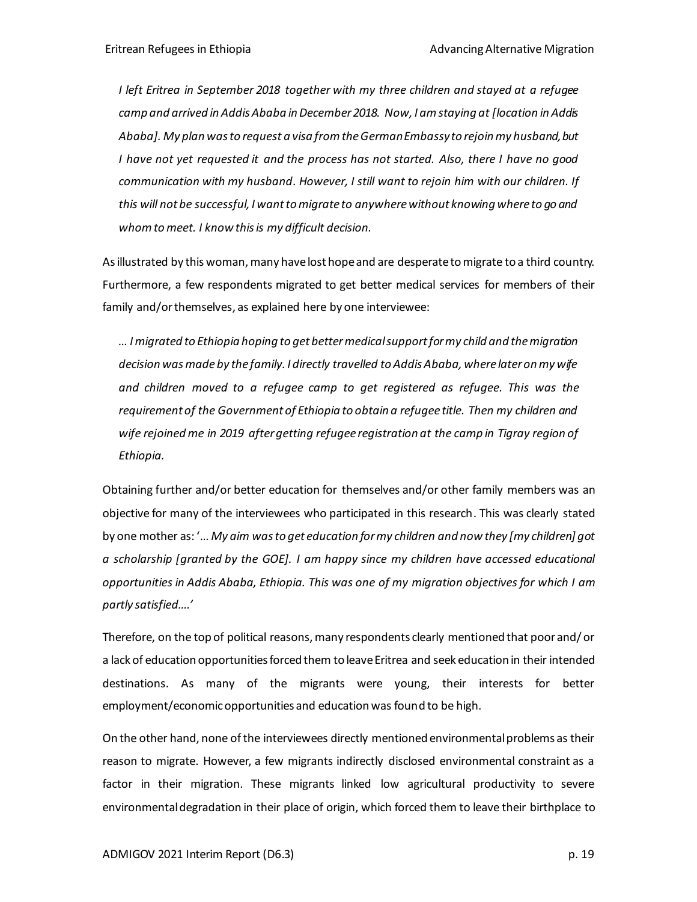*I left Eritrea in September 2018 together with my three children and stayed at a refugee camp and arrived in Addis Ababa in December 2018. Now, I am staying at [location in Addis Ababa]. My plan was to request a visa from the German Embassy to rejoin my husband, but I have not yet requested it and the process has not started. Also, there I have no good communication with my husband. However, I still want to rejoin him with our children. If this will not be successful, I want to migrate to anywhere without knowing where to go and whom to meet. I know this is my difficult decision.*

As illustrated by this woman, many have lost hope and are desperate to migrate to a third country. Furthermore, a few respondents migrated to get better medical services for members of their family and/or themselves, as explained here by one interviewee:

*… I migrated to Ethiopia hoping to get better medical support for my child and the migration decision was made by the family. I directly travelled to Addis Ababa, where later on my wife and children moved to a refugee camp to get registered as refugee. This was the requirement of the Government of Ethiopia to obtain a refugee title. Then my children and wife rejoined me in 2019 after getting refugee registration at the camp in Tigray region of Ethiopia.*

Obtaining further and/or better education for themselves and/or other family members was an objective for many of the interviewees who participated in this research. This was clearly stated by one mother as: '*… My aim was to get education for my children and now they [my children] got a scholarship [granted by the GOE]. I am happy since my children have accessed educational opportunities in Addis Ababa, Ethiopia. This was one of my migration objectives for which I am partly satisfied….*'

Therefore, on the top of political reasons, many respondents clearly mentioned that poor and/ or a lack of education opportunities forced them to leave Eritrea and seek education in their intended destinations. As many of the migrants were young, their interests for better employment/economic opportunities and education was found to be high.

On the other hand, none of the interviewees directly mentioned environmental problems as their reason to migrate. However, a few migrants indirectly disclosed environmental constraint as a factor in their migration. These migrants linked low agricultural productivity to severe environmental degradation in their place of origin, which forced them to leave their birthplace to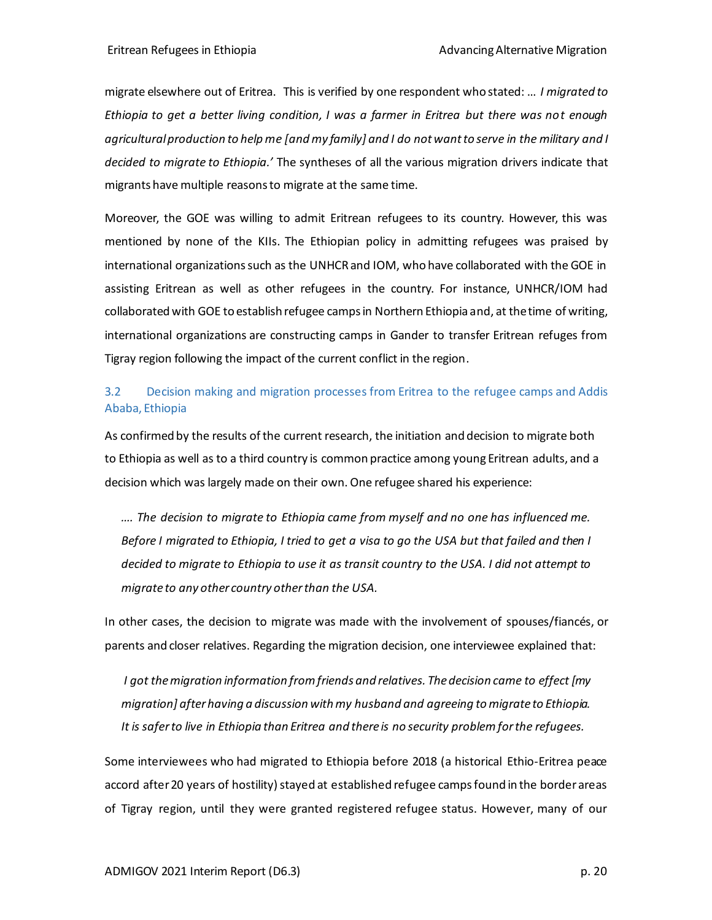migrate elsewhere out of Eritrea. This is verified by one respondent who stated: … *I migrated to Ethiopia to get a better living condition, I was a farmer in Eritrea but there was not enough agricultural production to help me [and my family] and I do not want to serve in the military and I decided to migrate to Ethiopia.'* The syntheses of all the various migration drivers indicate that migrants have multiple reasons to migrate at the same time.

Moreover, the GOE was willing to admit Eritrean refugees to its country. However, this was mentioned by none of the KIIs. The Ethiopian policy in admitting refugees was praised by international organizations such as the UNHCR and IOM, who have collaborated with the GOE in assisting Eritrean as well as other refugees in the country. For instance, UNHCR/IOM had collaborated with GOE to establish refugee camps in Northern Ethiopia and, at the time of writing, international organizations are constructing camps in Gander to transfer Eritrean refuges from Tigray region following the impact of the current conflict in the region.

### 3.2 Decision making and migration processes from Eritrea to the refugee camps and Addis Ababa, Ethiopia

As confirmed by the results of the current research, the initiation and decision to migrate both to Ethiopia as well as to a third country is common practice among young Eritrean adults, and a decision which was largely made on their own. One refugee shared his experience:

> *…. The decision to migrate to Ethiopia came from myself and no one has influenced me. Before I migrated to Ethiopia, I tried to get a visa to go the USA but that failed and then I decided to migrate to Ethiopia to use it as transit country to the USA. I did not attempt to migrate to any other country other than the USA.*

In other cases, the decision to migrate was made with the involvement of spouses/fiancés, or parents and closer relatives. Regarding the migration decision, one interviewee explained that:

> *I got the migration information from friends and relatives. The decision came to effect [my migration] after having a discussion with my husband and agreeing to migrate to Ethiopia. It is safer to live in Ethiopia than Eritrea and there is no security problem for the refugees.*

Some interviewees who had migrated to Ethiopia before 2018 (a historical Ethio-Eritrea peace accord after 20 years of hostility) stayed at established refugee camps found in the border areas of Tigray region, until they were granted registered refugee status. However, many of our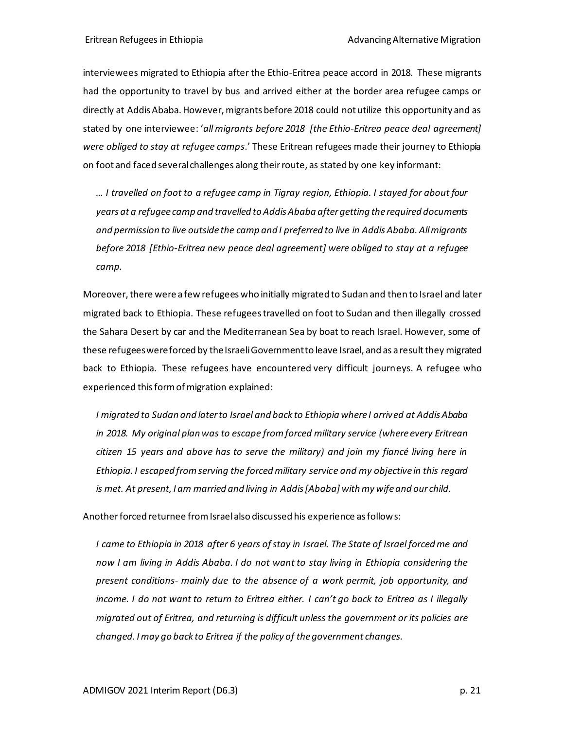interviewees migrated to Ethiopia after the Ethio-Eritrea peace accord in 2018. These migrants had the opportunity to travel by bus and arrived either at the border area refugee camps or directly at Addis Ababa. However, migrants before 2018 could not utilize this opportunity and as stated by one interviewee: '*all migrants before 2018 [the Ethio-Eritrea peace deal agreement] were obliged to stay at refugee camps*.' These Eritrean refugees made their journey to Ethiopia on foot and faced several challenges along their route, as stated by one key informant:

> *… I travelled on foot to a refugee camp in Tigray region, Ethiopia. I stayed for about four years at a refugee camp and travelled to Addis Ababa after getting the required documents and permission to live outside the camp and I preferred to live in Addis Ababa. All migrants before 2018 [Ethio-Eritrea new peace deal agreement] were obliged to stay at a refugee camp.*

Moreover, there were a few refugees who initially migrated to Sudan and then to Israel and later migrated back to Ethiopia. These refugees travelled on foot to Sudan and then illegally crossed the Sahara Desert by car and the Mediterranean Sea by boat to reach Israel. However, some of these refugees were forced by the Israeli Government to leave Israel, and as a result they migrated back to Ethiopia. These refugees have encountered very difficult journeys. A refugee who experienced this form of migration explained:

> *I migrated to Sudan and later to Israel and back to Ethiopia where I arrived at Addis Ababa in 2018. My original plan was to escape from forced military service (where every Eritrean citizen 15 years and above has to serve the military) and join my fiancé living here in Ethiopia. I escaped from serving the forced military service and my objective in this regard is met. At present, I am married and living in Addis [Ababa] with my wife and our child.*

Another forced returnee from Israel also discussed his experience as follows:

> *I came to Ethiopia in 2018 after 6 years of stay in Israel. The State of Israel forced me and now I am living in Addis Ababa. I do not want to stay living in Ethiopia considering the present conditions- mainly due to the absence of a work permit, job opportunity, and income. I do not want to return to Eritrea either. I can't go back to Eritrea as I illegally migrated out of Eritrea, and returning is difficult unless the government or its policies are changed. I may go back to Eritrea if the policy of the government changes.*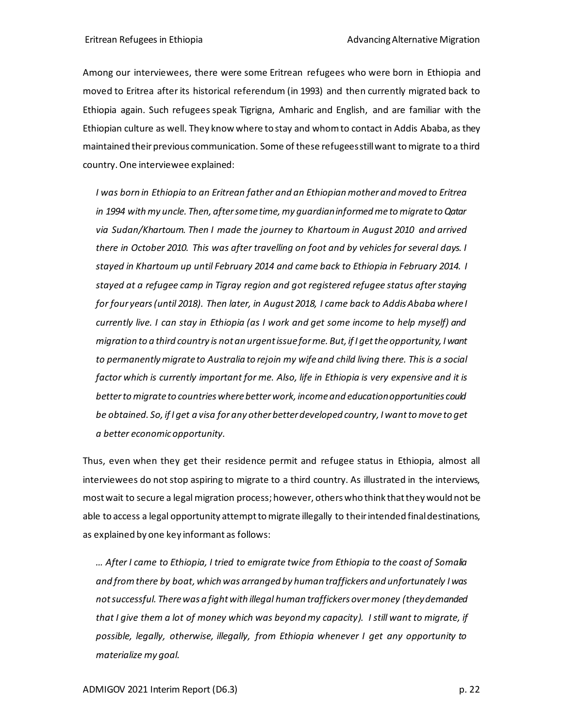Among our interviewees, there were some Eritrean refugees who were born in Ethiopia and moved to Eritrea after its historical referendum (in 1993) and then currently migrated back to Ethiopia again. Such refugees speak Tigrigna, Amharic and English, and are familiar with the Ethiopian culture as well. They know where to stay and whom to contact in Addis Ababa, as they maintained their previous communication. Some of these refugees still want to migrate to a third country. One interviewee explained:

> *I was born in Ethiopia to an Eritrean father and an Ethiopian mother and moved to Eritrea in 1994 with my uncle. Then, after some time, my guardian informed me to migrate to Qatar via Sudan/Khartoum. Then I made the journey to Khartoum in August 2010 and arrived there in October 2010. This was after travelling on foot and by vehicles for several days. I stayed in Khartoum up until February 2014 and came back to Ethiopia in February 2014. I stayed at a refugee camp in Tigray region and got registered refugee status after staying for four years (until 2018). Then later, in August 2018, I came back to Addis Ababa where I currently live. I can stay in Ethiopia (as I work and get some income to help myself) and migration to a third country is not an urgent issue for me. But, if I get the opportunity, I want to permanently migrate to Australia to rejoin my wife and child living there. This is a social factor which is currently important for me. Also, life in Ethiopia is very expensive and it is better to migrate to countries where better work, income and education opportunities could be obtained. So, if I get a visa for any other better developed country, I want to move to get a better economic opportunity.*

Thus, even when they get their residence permit and refugee status in Ethiopia, almost all interviewees do not stop aspiring to migrate to a third country. As illustrated in the interviews, most wait to secure a legal migration process; however, others who think that they would not be able to access a legal opportunity attempt to migrate illegally to their intended final destinations, as explained by one key informant as follows:

> *… After I came to Ethiopia, I tried to emigrate twice from Ethiopia to the coast of Somalia and from there by boat, which was arranged by human traffickers and unfortunately I was not successful. There was a fight with illegal human traffickers over money (they demanded that I give them a lot of money which was beyond my capacity). I still want to migrate, if possible, legally, otherwise, illegally, from Ethiopia whenever I get any opportunity to materialize my goal.*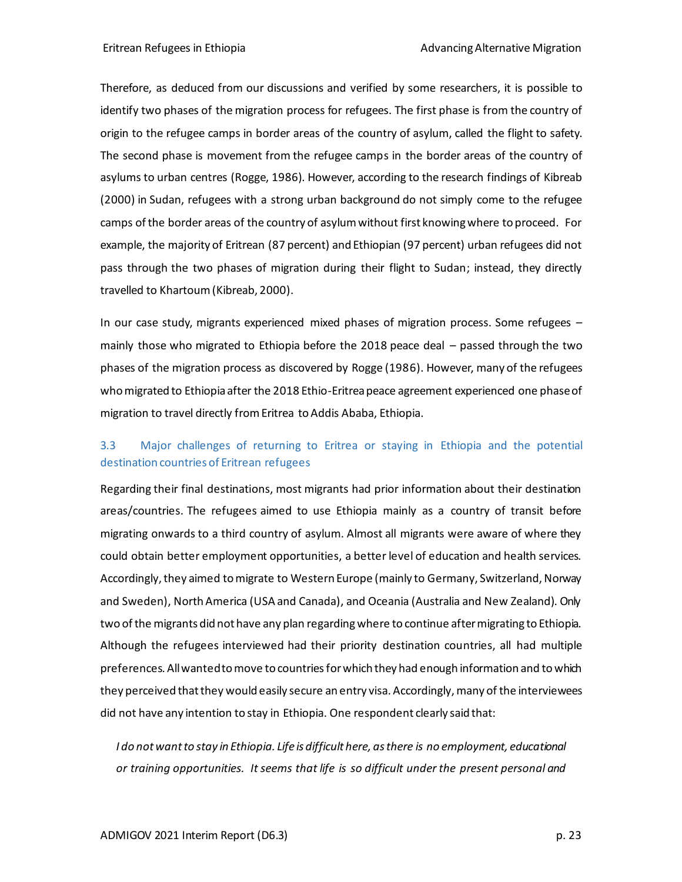Therefore, as deduced from our discussions and verified by some researchers, it is possible to identify two phases of the migration process for refugees. The first phase is from the country of origin to the refugee camps in border areas of the country of asylum, called the flight to safety. The second phase is movement from the refugee camps in the border areas of the country of asylums to urban centres (Rogge, 1986). However, according to the research findings of Kibreab (2000) in Sudan, refugees with a strong urban background do not simply come to the refugee camps of the border areas of the country of asylum without first knowing where to proceed. For example, the majority of Eritrean (87 percent) and Ethiopian (97 percent) urban refugees did not pass through the two phases of migration during their flight to Sudan; instead, they directly travelled to Khartoum (Kibreab, 2000).

In our case study, migrants experienced mixed phases of migration process. Some refugees – mainly those who migrated to Ethiopia before the 2018 peace deal – passed through the two phases of the migration process as discovered by Rogge (1986). However, many of the refugees who migrated to Ethiopia after the 2018 Ethio-Eritrea peace agreement experienced one phase of migration to travel directly from Eritrea to Addis Ababa, Ethiopia.

### 3.3 Major challenges of returning to Eritrea or staying in Ethiopia and the potential destination countries of Eritrean refugees

Regarding their final destinations, most migrants had prior information about their destination areas/countries. The refugees aimed to use Ethiopia mainly as a country of transit before migrating onwards to a third country of asylum. Almost all migrants were aware of where they could obtain better employment opportunities, a better level of education and health services. Accordingly, they aimed to migrate to Western Europe (mainly to Germany, Switzerland, Norway and Sweden), North America (USA and Canada), and Oceania (Australia and New Zealand). Only two of the migrants did not have any plan regarding where to continue after migrating to Ethiopia. Although the refugees interviewed had their priority destination countries, all had multiple preferences. All wanted to move to countries for which they had enough information and to which they perceived that they would easily secure an entry visa. Accordingly, many of the interviewees did not have any intention to stay in Ethiopia. One respondent clearly said that:

> *I do not want to stay in Ethiopia. Life is difficult here, as there is no employment, educational or training opportunities. It seems that life is so difficult under the present personal and*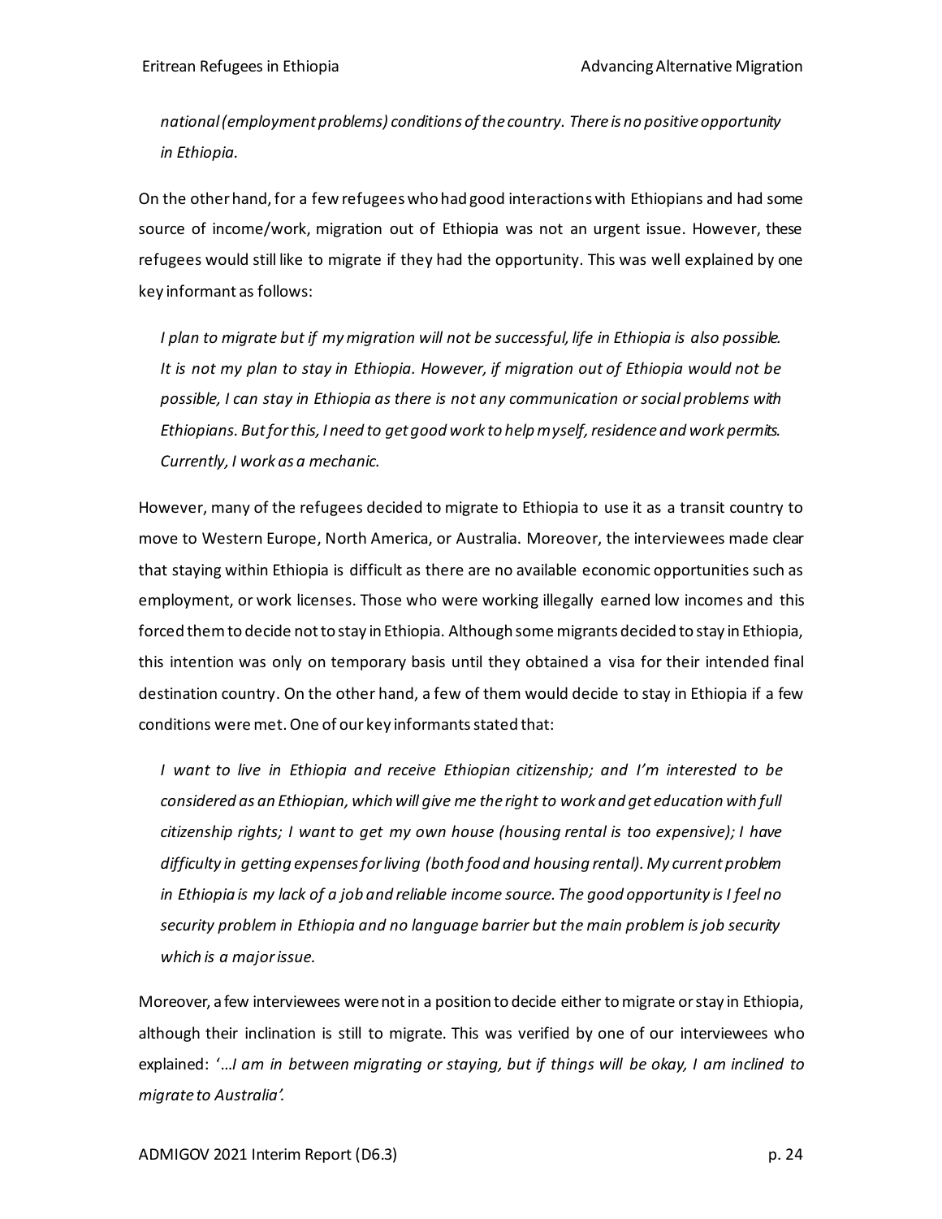*national (employment problems) conditions of the country. There is no positive opportunity in Ethiopia.*

On the other hand, for a few refugees who had good interactions with Ethiopians and had some source of income/work, migration out of Ethiopia was not an urgent issue. However, these refugees would still like to migrate if they had the opportunity. This was well explained by one key informant as follows:

> *I plan to migrate but if my migration will not be successful, life in Ethiopia is also possible. It is not my plan to stay in Ethiopia. However, if migration out of Ethiopia would not be possible, I can stay in Ethiopia as there is not any communication or social problems with Ethiopians. But for this, I need to get good work to help myself, residence and work permits. Currently, I work as a mechanic.*

However, many of the refugees decided to migrate to Ethiopia to use it as a transit country to move to Western Europe, North America, or Australia. Moreover, the interviewees made clear that staying within Ethiopia is difficult as there are no available economic opportunities such as employment, or work licenses. Those who were working illegally earned low incomes and this forced them to decide not to stay in Ethiopia. Although some migrants decided to stay in Ethiopia, this intention was only on temporary basis until they obtained a visa for their intended final destination country. On the other hand, a few of them would decide to stay in Ethiopia if a few conditions were met. One of our key informants stated that:

> *I want to live in Ethiopia and receive Ethiopian citizenship; and I'm interested to be considered as an Ethiopian, which will give me the right to work and get education with full citizenship rights; I want to get my own house (housing rental is too expensive); I have difficulty in getting expenses for living (both food and housing rental). My current problem in Ethiopia is my lack of a job and reliable income source. The good opportunity is I feel no security problem in Ethiopia and no language barrier but the main problem is job security which is a major issue.*

Moreover, a few interviewees were not in a position to decide either to migrate or stay in Ethiopia, although their inclination is still to migrate. This was verified by one of our interviewees who explained: '*…I am in between migrating or staying, but if things will be okay, I am inclined to migrate to Australia'.*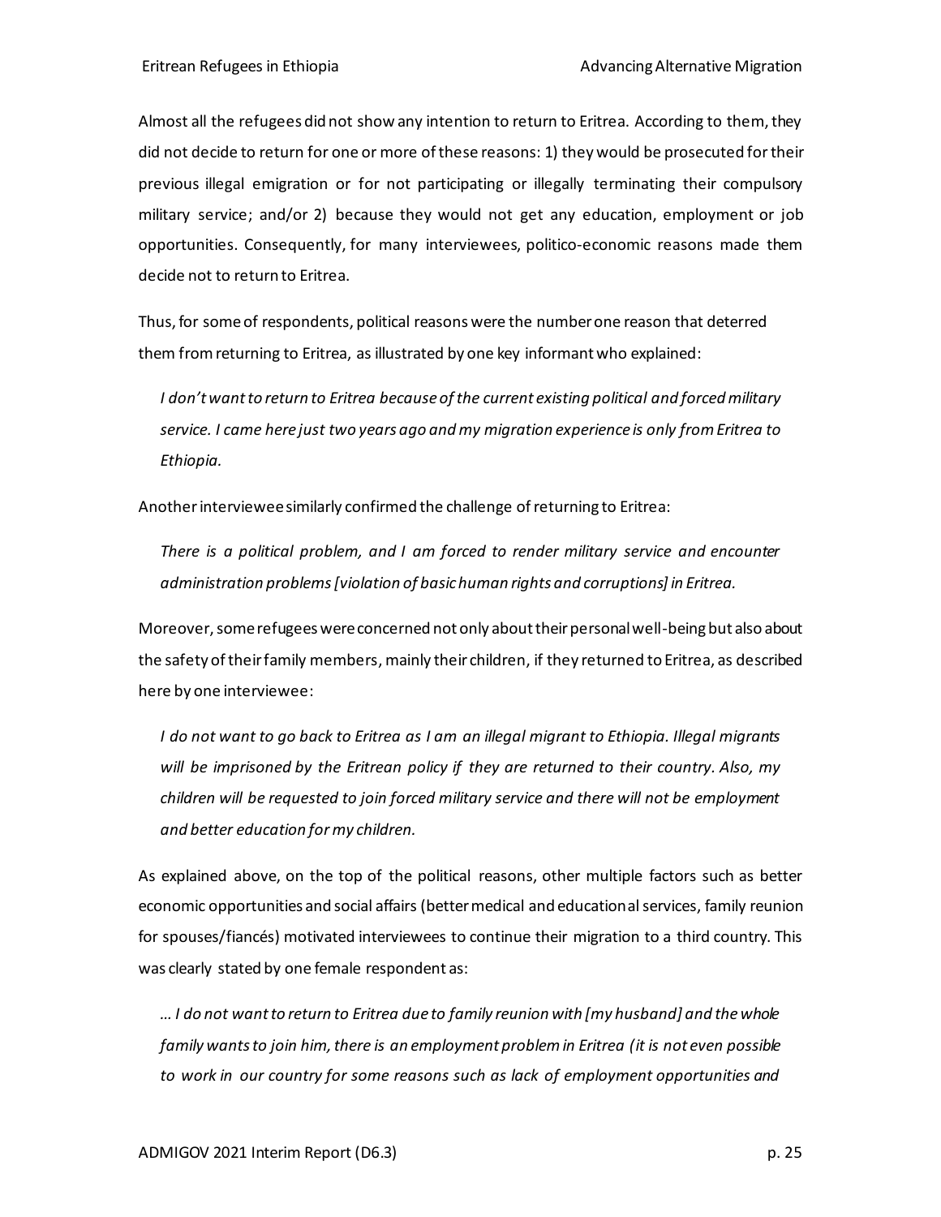Almost all the refugees did not show any intention to return to Eritrea. According to them, they did not decide to return for one or more of these reasons: 1) they would be prosecuted for their previous illegal emigration or for not participating or illegally terminating their compulsory military service; and/or 2) because they would not get any education, employment or job opportunities. Consequently, for many interviewees, politico-economic reasons made them decide not to return to Eritrea.

Thus, for some of respondents, political reasons were the number one reason that deterred them from returning to Eritrea, as illustrated by one key informant who explained:

> *I don't want to return to Eritrea because of the current existing political and forced military service. I came here just two years ago and my migration experience is only from Eritrea to Ethiopia.*

Another interviewee similarly confirmed the challenge of returning to Eritrea:

> *There is a political problem, and I am forced to render military service and encounter administration problems [violation of basic human rights and corruptions] in Eritrea.*

Moreover, some refugees were concerned not only about their personal well-being but also about the safety of their family members, mainly their children, if they returned to Eritrea, as described here by one interviewee:

> *I do not want to go back to Eritrea as I am an illegal migrant to Ethiopia. Illegal migrants will be imprisoned by the Eritrean policy if they are returned to their country. Also, my children will be requested to join forced military service and there will not be employment and better education for my children.*

As explained above, on the top of the political reasons, other multiple factors such as better economic opportunities and social affairs (better medical and educational services, family reunion for spouses/fiancés) motivated interviewees to continue their migration to a third country. This was clearly stated by one female respondent as:

> *… I do not want to return to Eritrea due to family reunion with [my husband] and the whole family wants to join him, there is an employment problem in Eritrea (it is not even possible to work in our country for some reasons such as lack of employment opportunities and*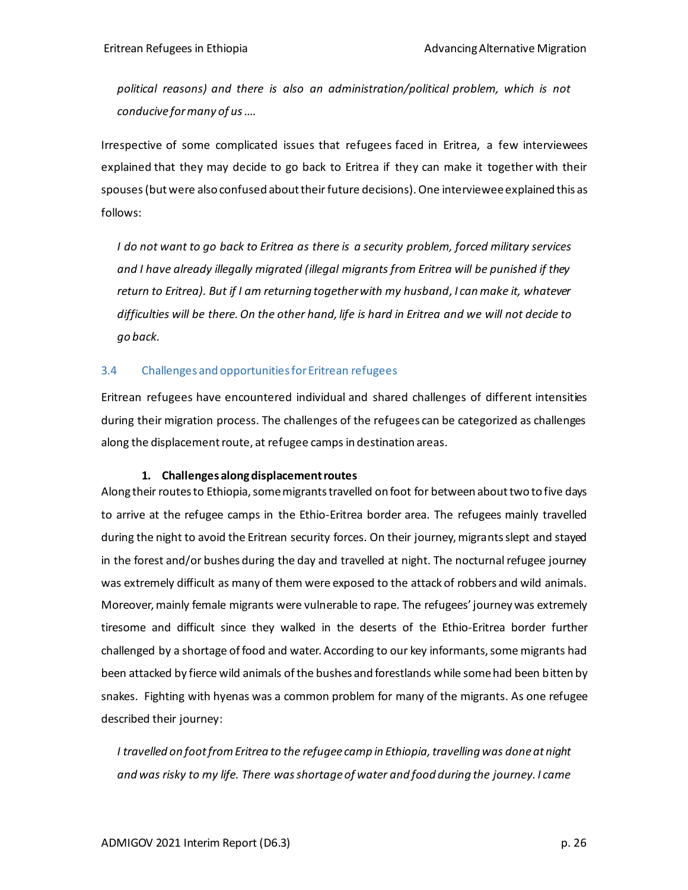*political reasons) and there is also an administration/political problem, which is not conducive for many of us ….*

Irrespective of some complicated issues that refugees faced in Eritrea, a few interviewees explained that they may decide to go back to Eritrea if they can make it together with their spouses (but were also confused about their future decisions). One interviewee explained this as follows:

*I do not want to go back to Eritrea as there is a security problem, forced military services and I have already illegally migrated (illegal migrants from Eritrea will be punished if they return to Eritrea). But if I am returning together with my husband, I can make it, whatever difficulties will be there. On the other hand, life is hard in Eritrea and we will not decide to go back.*

### 3.4 Challenges and opportunities for Eritrean refugees

Eritrean refugees have encountered individual and shared challenges of different intensities during their migration process. The challenges of the refugees can be categorized as challenges along the displacement route, at refugee camps in destination areas.

**1. Challenges along displacement routes**

Along their routes to Ethiopia, some migrants travelled on foot for between about two to five days to arrive at the refugee camps in the Ethio-Eritrea border area. The refugees mainly travelled during the night to avoid the Eritrean security forces. On their journey, migrants slept and stayed in the forest and/or bushes during the day and travelled at night. The nocturnal refugee journey was extremely difficult as many of them were exposed to the attack of robbers and wild animals. Moreover, mainly female migrants were vulnerable to rape. The refugees' journey was extremely tiresome and difficult since they walked in the deserts of the Ethio-Eritrea border further challenged by a shortage of food and water. According to our key informants, some migrants had been attacked by fierce wild animals of the bushes and forestlands while some had been bitten by snakes. Fighting with hyenas was a common problem for many of the migrants. As one refugee described their journey:

*I travelled on foot from Eritrea to the refugee camp in Ethiopia, travelling was done at night and was risky to my life. There was shortage of water and food during the journey. I came*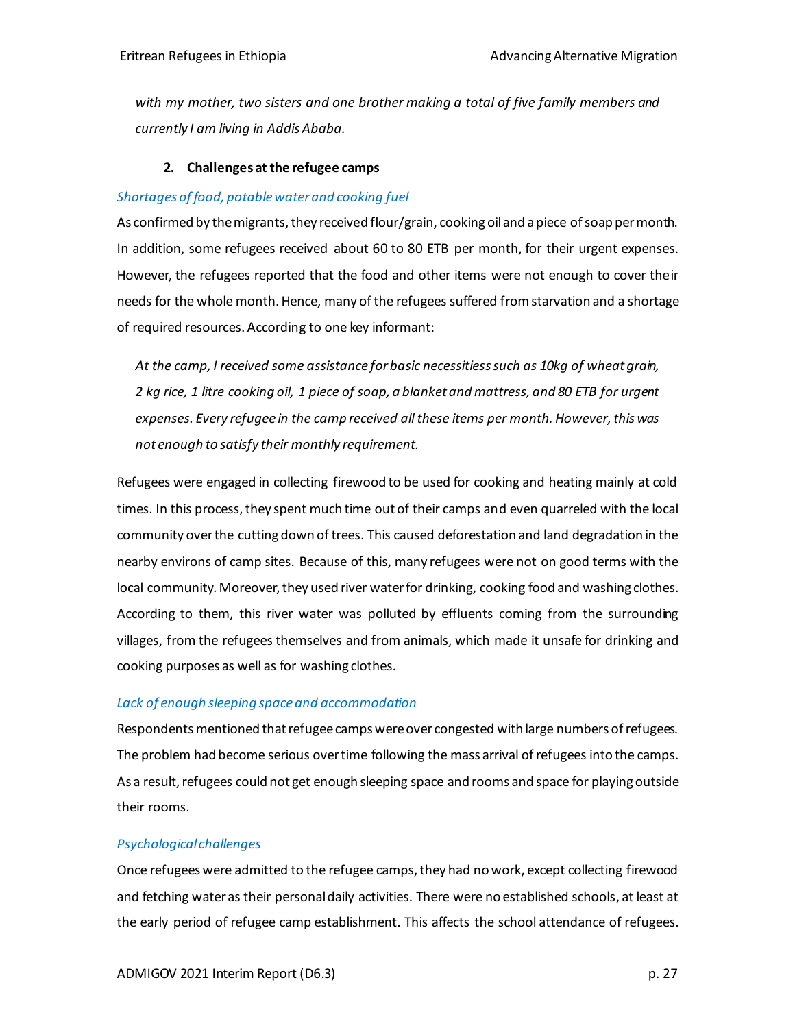*with my mother, two sisters and one brother making a total of five family members and currently I am living in Addis Ababa.*

### 2. Challenges at the refugee camps

*Shortages of food, potable water and cooking fuel*

As confirmed by the migrants, they received flour/grain, cooking oil and a piece of soap per month. In addition, some refugees received about 60 to 80 ETB per month, for their urgent expenses. However, the refugees reported that the food and other items were not enough to cover their needs for the whole month. Hence, many of the refugees suffered from starvation and a shortage of required resources. According to one key informant:

> *At the camp, I received some assistance for basic necessitiess such as 10kg of wheat grain, 2 kg rice, 1 litre cooking oil, 1 piece of soap, a blanket and mattress, and 80 ETB for urgent expenses. Every refugee in the camp received all these items per month. However, this was not enough to satisfy their monthly requirement.*

Refugees were engaged in collecting firewood to be used for cooking and heating mainly at cold times. In this process, they spent much time out of their camps and even quarreled with the local community over the cutting down of trees. This caused deforestation and land degradation in the nearby environs of camp sites. Because of this, many refugees were not on good terms with the local community. Moreover, they used river water for drinking, cooking food and washing clothes. According to them, this river water was polluted by effluents coming from the surrounding villages, from the refugees themselves and from animals, which made it unsafe for drinking and cooking purposes as well as for washing clothes.

*Lack of enough sleeping space and accommodation*

Respondents mentioned that refugee camps were over congested with large numbers of refugees. The problem had become serious over time following the mass arrival of refugees into the camps. As a result, refugees could not get enough sleeping space and rooms and space for playing outside their rooms.

*Psychological challenges*

Once refugees were admitted to the refugee camps, they had no work, except collecting firewood and fetching water as their personal daily activities. There were no established schools, at least at the early period of refugee camp establishment. This affects the school attendance of refugees.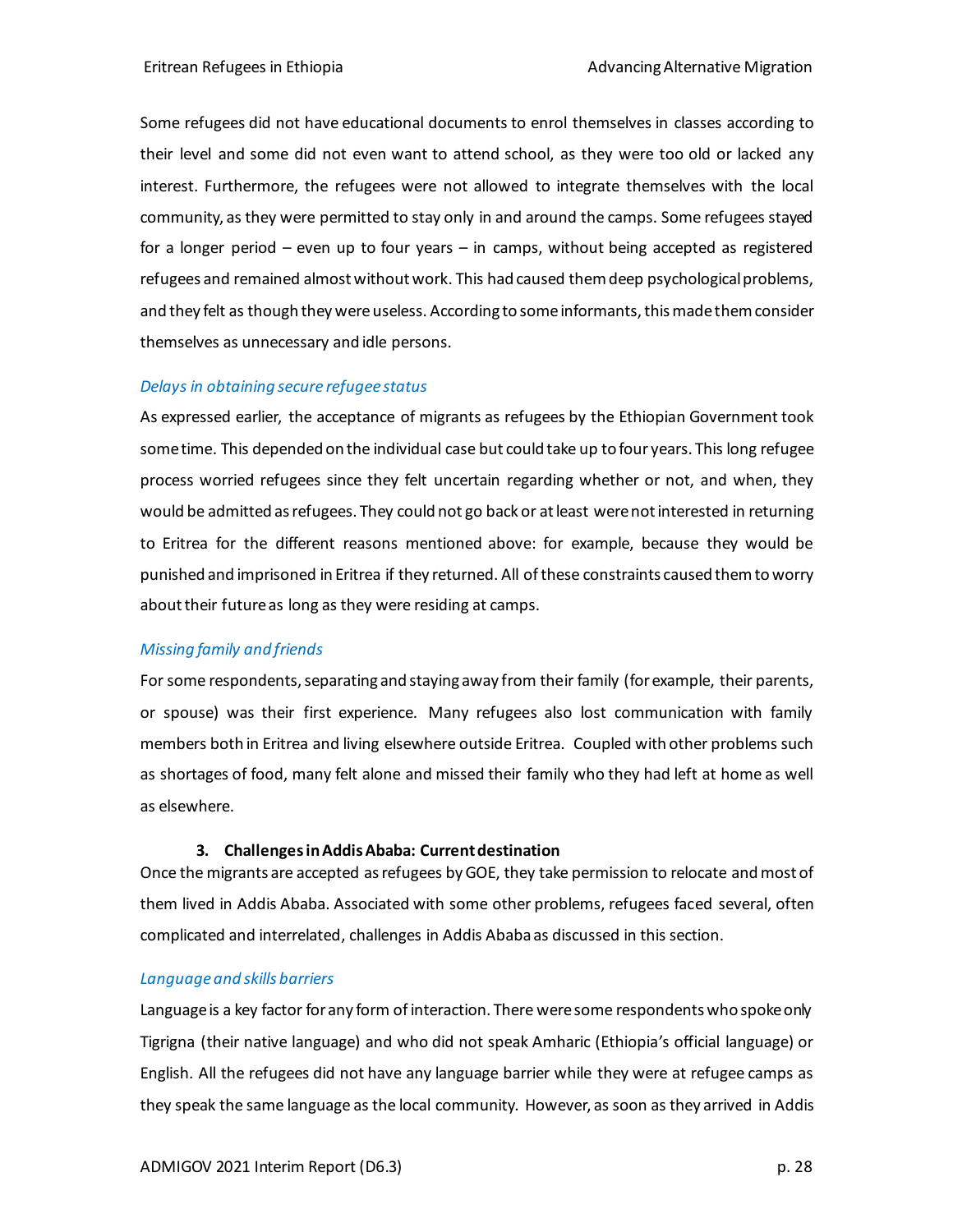Some refugees did not have educational documents to enrol themselves in classes according to their level and some did not even want to attend school, as they were too old or lacked any interest. Furthermore, the refugees were not allowed to integrate themselves with the local community, as they were permitted to stay only in and around the camps. Some refugees stayed for a longer period – even up to four years – in camps, without being accepted as registered refugees and remained almost without work. This had caused them deep psychological problems, and they felt as though they were useless. According to some informants, this made them consider themselves as unnecessary and idle persons.

*Delays in obtaining secure refugee status*

As expressed earlier, the acceptance of migrants as refugees by the Ethiopian Government took some time. This depended on the individual case but could take up to four years. This long refugee process worried refugees since they felt uncertain regarding whether or not, and when, they would be admitted as refugees. They could not go back or at least were not interested in returning to Eritrea for the different reasons mentioned above: for example, because they would be punished and imprisoned in Eritrea if they returned. All of these constraints caused them to worry about their future as long as they were residing at camps.

*Missing family and friends*

For some respondents, separating and staying away from their family (for example, their parents, or spouse) was their first experience. Many refugees also lost communication with family members both in Eritrea and living elsewhere outside Eritrea. Coupled with other problems such as shortages of food, many felt alone and missed their family who they had left at home as well as elsewhere.

### 3. Challenges in Addis Ababa: Current destination

Once the migrants are accepted as refugees by GOE, they take permission to relocate and most of them lived in Addis Ababa. Associated with some other problems, refugees faced several, often complicated and interrelated, challenges in Addis Ababa as discussed in this section.

*Language and skills barriers*

Language is a key factor for any form of interaction. There were some respondents who spoke only Tigrigna (their native language) and who did not speak Amharic (Ethiopia's official language) or English. All the refugees did not have any language barrier while they were at refugee camps as they speak the same language as the local community. However, as soon as they arrived in Addis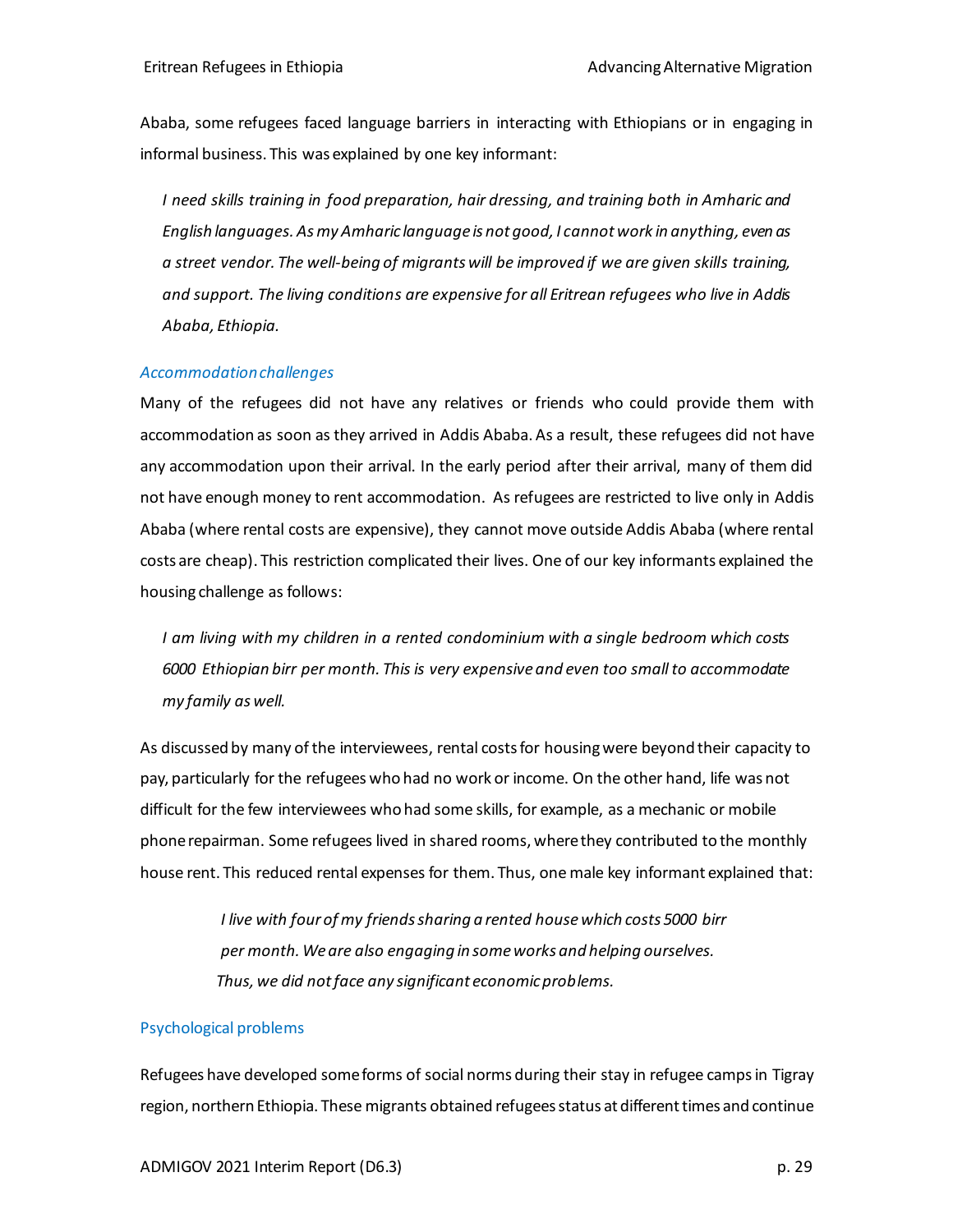Ababa, some refugees faced language barriers in interacting with Ethiopians or in engaging in informal business. This was explained by one key informant:

> *I need skills training in food preparation, hair dressing, and training both in Amharic and English languages. As my Amharic language is not good, I cannot work in anything, even as a street vendor. The well-being of migrants will be improved if we are given skills training, and support. The living conditions are expensive for all Eritrean refugees who live in Addis Ababa, Ethiopia.*

#### *Accommodation challenges*

Many of the refugees did not have any relatives or friends who could provide them with accommodation as soon as they arrived in Addis Ababa. As a result, these refugees did not have any accommodation upon their arrival. In the early period after their arrival, many of them did not have enough money to rent accommodation. As refugees are restricted to live only in Addis Ababa (where rental costs are expensive), they cannot move outside Addis Ababa (where rental costs are cheap). This restriction complicated their lives. One of our key informants explained the housing challenge as follows:

> *I am living with my children in a rented condominium with a single bedroom which costs 6000 Ethiopian birr per month. This is very expensive and even too small to accommodate my family as well.*

As discussed by many of the interviewees, rental costs for housing were beyond their capacity to pay, particularly for the refugees who had no work or income. On the other hand, life was not difficult for the few interviewees who had some skills, for example, as a mechanic or mobile phone repairman. Some refugees lived in shared rooms, where they contributed to the monthly house rent. This reduced rental expenses for them. Thus, one male key informant explained that:

> *I live with four of my friends sharing a rented house which costs 5000 birr per month. We are also engaging in some works and helping ourselves. Thus, we did not face any significant economic problems.*

#### Psychological problems

Refugees have developed some forms of social norms during their stay in refugee camps in Tigray region, northern Ethiopia. These migrants obtained refugees status at different times and continue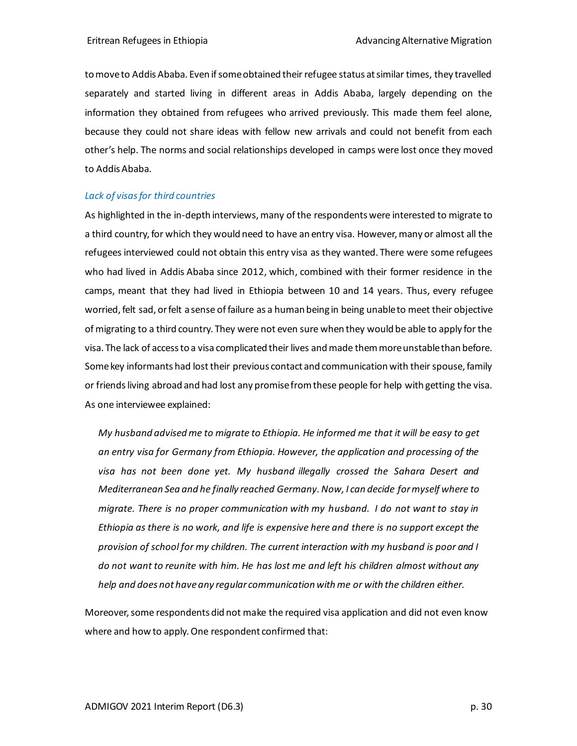to move to Addis Ababa. Even if some obtained their refugee status at similar times, they travelled separately and started living in different areas in Addis Ababa, largely depending on the information they obtained from refugees who arrived previously. This made them feel alone, because they could not share ideas with fellow new arrivals and could not benefit from each other's help. The norms and social relationships developed in camps were lost once they moved to Addis Ababa.

### *Lack of visas for third countries*

As highlighted in the in-depth interviews, many of the respondents were interested to migrate to a third country, for which they would need to have an entry visa. However, many or almost all the refugees interviewed could not obtain this entry visa as they wanted. There were some refugees who had lived in Addis Ababa since 2012, which, combined with their former residence in the camps, meant that they had lived in Ethiopia between 10 and 14 years. Thus, every refugee worried, felt sad, or felt a sense of failure as a human being in being unable to meet their objective of migrating to a third country. They were not even sure when they would be able to apply for the visa. The lack of access to a visa complicated their lives and made them more unstable than before. Some key informants had lost their previous contact and communication with their spouse, family or friends living abroad and had lost any promise from these people for help with getting the visa. As one interviewee explained:

> *My husband advised me to migrate to Ethiopia. He informed me that it will be easy to get an entry visa for Germany from Ethiopia. However, the application and processing of the visa has not been done yet. My husband illegally crossed the Sahara Desert and Mediterranean Sea and he finally reached Germany. Now, I can decide for myself where to migrate. There is no proper communication with my husband. I do not want to stay in Ethiopia as there is no work, and life is expensive here and there is no support except the provision of school for my children. The current interaction with my husband is poor and I do not want to reunite with him. He has lost me and left his children almost without any help and does not have any regular communication with me or with the children either.*

Moreover, some respondents did not make the required visa application and did not even know where and how to apply. One respondent confirmed that: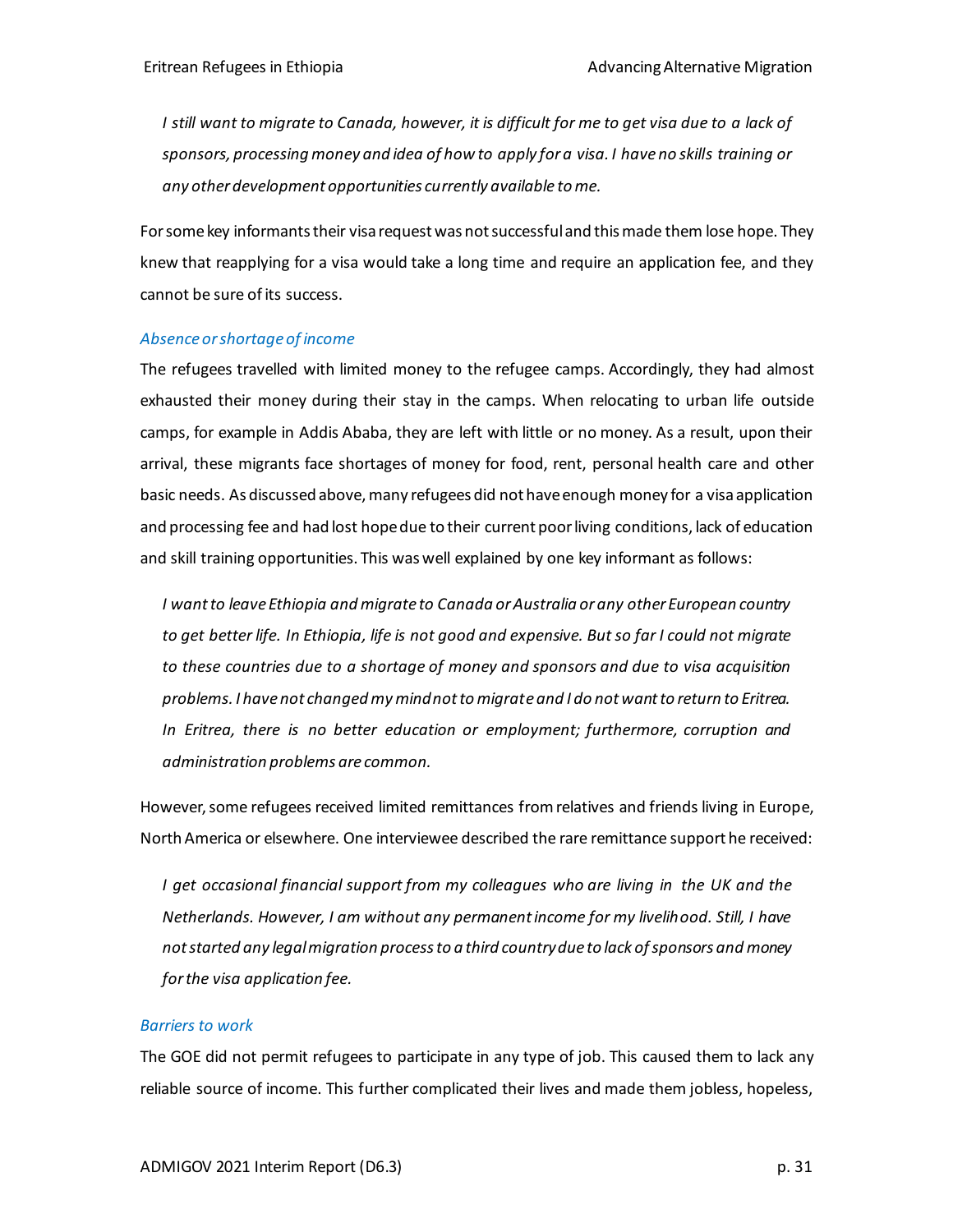*I still want to migrate to Canada, however, it is difficult for me to get visa due to a lack of sponsors, processing money and idea of how to apply for a visa. I have no skills training or any other development opportunities currently available to me.*

For some key informants their visa request was not successful and this made them lose hope. They knew that reapplying for a visa would take a long time and require an application fee, and they cannot be sure of its success.

### *Absence or shortage of income*

The refugees travelled with limited money to the refugee camps. Accordingly, they had almost exhausted their money during their stay in the camps. When relocating to urban life outside camps, for example in Addis Ababa, they are left with little or no money. As a result, upon their arrival, these migrants face shortages of money for food, rent, personal health care and other basic needs. As discussed above, many refugees did not have enough money for a visa application and processing fee and had lost hope due to their current poor living conditions, lack of education and skill training opportunities. This was well explained by one key informant as follows:

*I want to leave Ethiopia and migrate to Canada or Australia or any other European country to get better life. In Ethiopia, life is not good and expensive. But so far I could not migrate to these countries due to a shortage of money and sponsors and due to visa acquisition problems. I have not changed my mind not to migrate and I do not want to return to Eritrea. In Eritrea, there is no better education or employment; furthermore, corruption and administration problems are common.*

However, some refugees received limited remittances from relatives and friends living in Europe, North America or elsewhere. One interviewee described the rare remittance support he received:

*I get occasional financial support from my colleagues who are living in the UK and the Netherlands. However, I am without any permanent income for my livelihood. Still, I have not started any legal migration process to a third country due to lack of sponsors and money for the visa application fee.*

### *Barriers to work*

The GOE did not permit refugees to participate in any type of job. This caused them to lack any reliable source of income. This further complicated their lives and made them jobless, hopeless,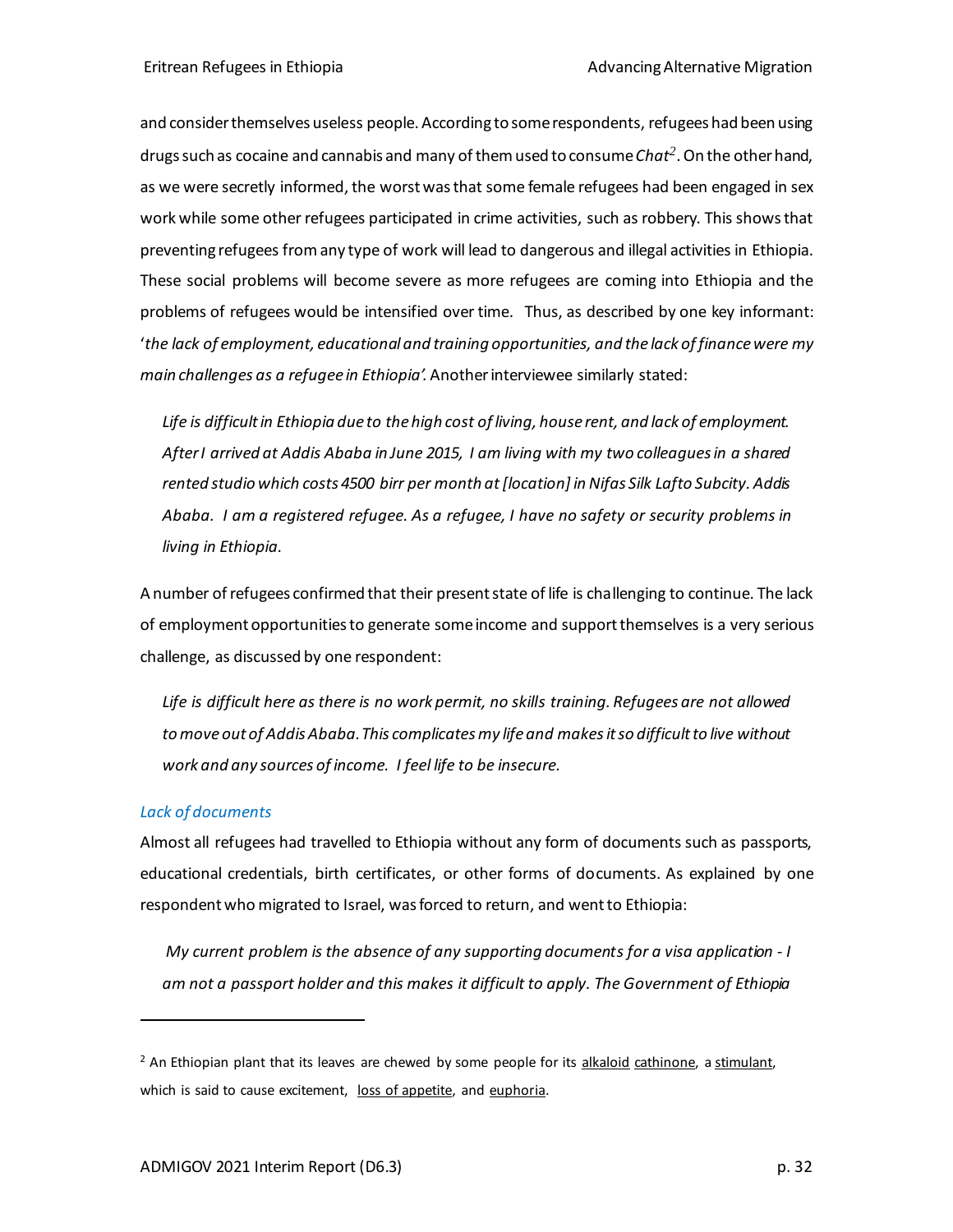and consider themselves useless people. According to some respondents, refugees had been using drugs such as cocaine and cannabis and many of them used to consume *Chat*[2]. On the other hand, as we were secretly informed, the worst was that some female refugees had been engaged in sex work while some other refugees participated in crime activities, such as robbery. This shows that preventing refugees from any type of work will lead to dangerous and illegal activities in Ethiopia. These social problems will become severe as more refugees are coming into Ethiopia and the problems of refugees would be intensified over time. Thus, as described by one key informant: '*the lack of employment, educational and training opportunities, and the lack of finance were my main challenges as a refugee in Ethiopia'.* Another interviewee similarly stated:

> *Life is difficult in Ethiopia due to the high cost of living, house rent, and lack of employment. After I arrived at Addis Ababa in June 2015, I am living with my two colleagues in a shared rented studio which costs 4500 birr per month at [location] in Nifas Silk Lafto Subcity. Addis Ababa. I am a registered refugee. As a refugee, I have no safety or security problems in living in Ethiopia.*

A number of refugees confirmed that their present state of life is challenging to continue. The lack of employment opportunities to generate some income and support themselves is a very serious challenge, as discussed by one respondent:

> *Life is difficult here as there is no work permit, no skills training. Refugees are not allowed to move out of Addis Ababa. This complicates my life and makes it so difficult to live without work and any sources of income. I feel life to be insecure.*

### *Lack of documents*

Almost all refugees had travelled to Ethiopia without any form of documents such as passports, educational credentials, birth certificates, or other forms of documents. As explained by one respondent who migrated to Israel, was forced to return, and went to Ethiopia:

> *My current problem is the absence of any supporting documents for a visa application - I am not a passport holder and this makes it difficult to apply. The Government of Ethiopia*

---

[2] An Ethiopian plant that its leaves are chewed by some people for its alkaloid cathinone, a stimulant, which is said to cause excitement, loss of appetite, and euphoria.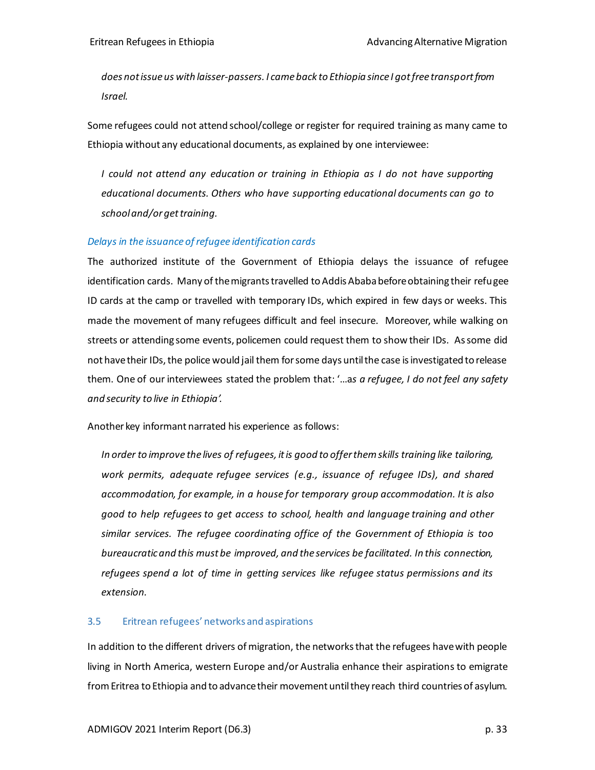*does not issue us with laisser-passers. I came back to Ethiopia since I got free transport from Israel.*

Some refugees could not attend school/college or register for required training as many came to Ethiopia without any educational documents, as explained by one interviewee:

> *I could not attend any education or training in Ethiopia as I do not have supporting educational documents. Others who have supporting educational documents can go to school and/or get training.*

#### *Delays in the issuance of refugee identification cards*

The authorized institute of the Government of Ethiopia delays the issuance of refugee identification cards. Many of the migrants travelled to Addis Ababa before obtaining their refugee ID cards at the camp or travelled with temporary IDs, which expired in few days or weeks. This made the movement of many refugees difficult and feel insecure. Moreover, while walking on streets or attending some events, policemen could request them to show their IDs. As some did not have their IDs, the police would jail them for some days until the case is investigated to release them. One of our interviewees stated the problem that: '…a*s a refugee, I do not feel any safety and security to live in Ethiopia'.*

Another key informant narrated his experience as follows:

> *In order to improve the lives of refugees, it is good to offer them skills training like tailoring, work permits, adequate refugee services (e.g., issuance of refugee IDs), and shared accommodation, for example, in a house for temporary group accommodation. It is also good to help refugees to get access to school, health and language training and other similar services. The refugee coordinating office of the Government of Ethiopia is too bureaucratic and this must be improved, and the services be facilitated. In this connection, refugees spend a lot of time in getting services like refugee status permissions and its extension.*

### 3.5 Eritrean refugees' networks and aspirations

In addition to the different drivers of migration, the networks that the refugees have with people living in North America, western Europe and/or Australia enhance their aspirations to emigrate from Eritrea to Ethiopia and to advance their movement until they reach third countries of asylum.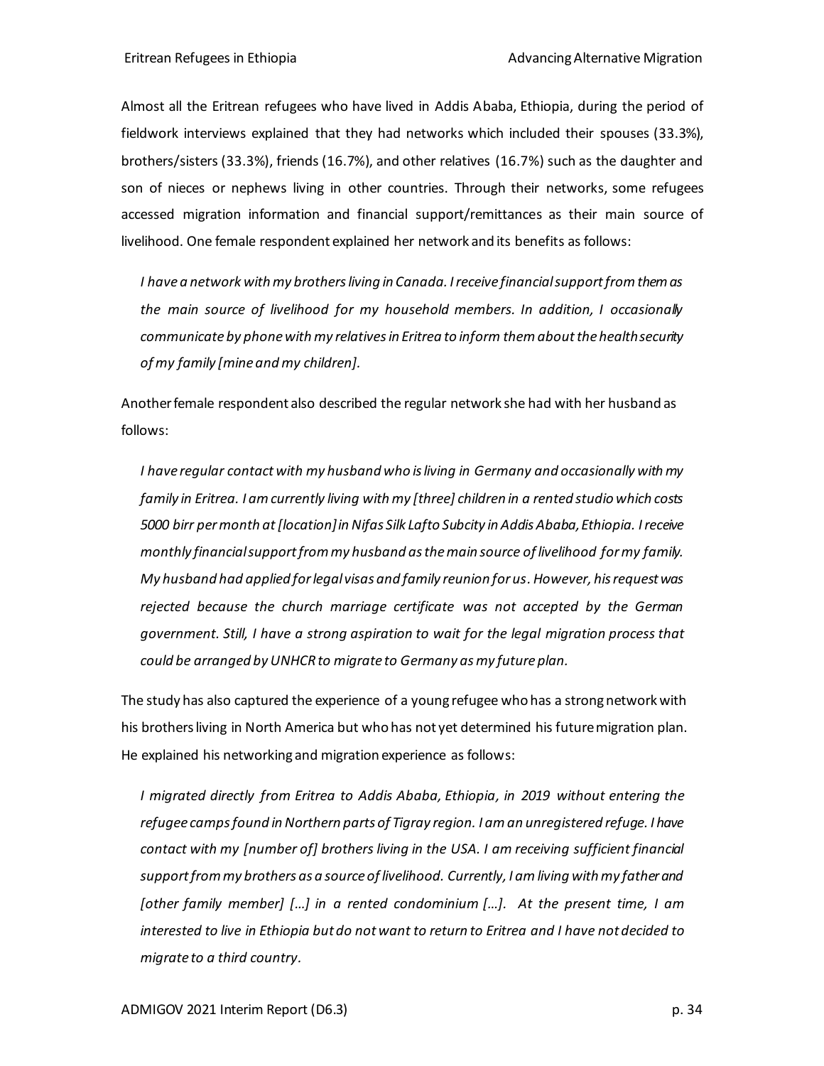Almost all the Eritrean refugees who have lived in Addis Ababa, Ethiopia, during the period of fieldwork interviews explained that they had networks which included their spouses (33.3%), brothers/sisters (33.3%), friends (16.7%), and other relatives (16.7%) such as the daughter and son of nieces or nephews living in other countries. Through their networks, some refugees accessed migration information and financial support/remittances as their main source of livelihood. One female respondent explained her network and its benefits as follows:

> *I have a network with my brothers living in Canada. I receive financial support from them as the main source of livelihood for my household members. In addition, I occasionally communicate by phone with my relatives in Eritrea to inform them about the health security of my family [mine and my children].*

Another female respondent also described the regular network she had with her husband as follows:

> *I have regular contact with my husband who is living in Germany and occasionally with my family in Eritrea. I am currently living with my [three] children in a rented studio which costs 5000 birr per month at [location] in Nifas Silk Lafto Subcity in Addis Ababa, Ethiopia. I receive monthly financial support from my husband as the main source of livelihood for my family. My husband had applied for legal visas and family reunion for us. However, his request was rejected because the church marriage certificate was not accepted by the German government. Still, I have a strong aspiration to wait for the legal migration process that could be arranged by UNHCR to migrate to Germany as my future plan.*

The study has also captured the experience of a young refugee who has a strong network with his brothers living in North America but who has not yet determined his future migration plan. He explained his networking and migration experience as follows:

> *I migrated directly from Eritrea to Addis Ababa, Ethiopia, in 2019 without entering the refugee camps found in Northern parts of Tigray region. I am an unregistered refuge. I have contact with my [number of] brothers living in the USA. I am receiving sufficient financial support from my brothers as a source of livelihood. Currently, I am living with my father and [other family member] […] in a rented condominium […]. At the present time, I am interested to live in Ethiopia but do not want to return to Eritrea and I have not decided to migrate to a third country.*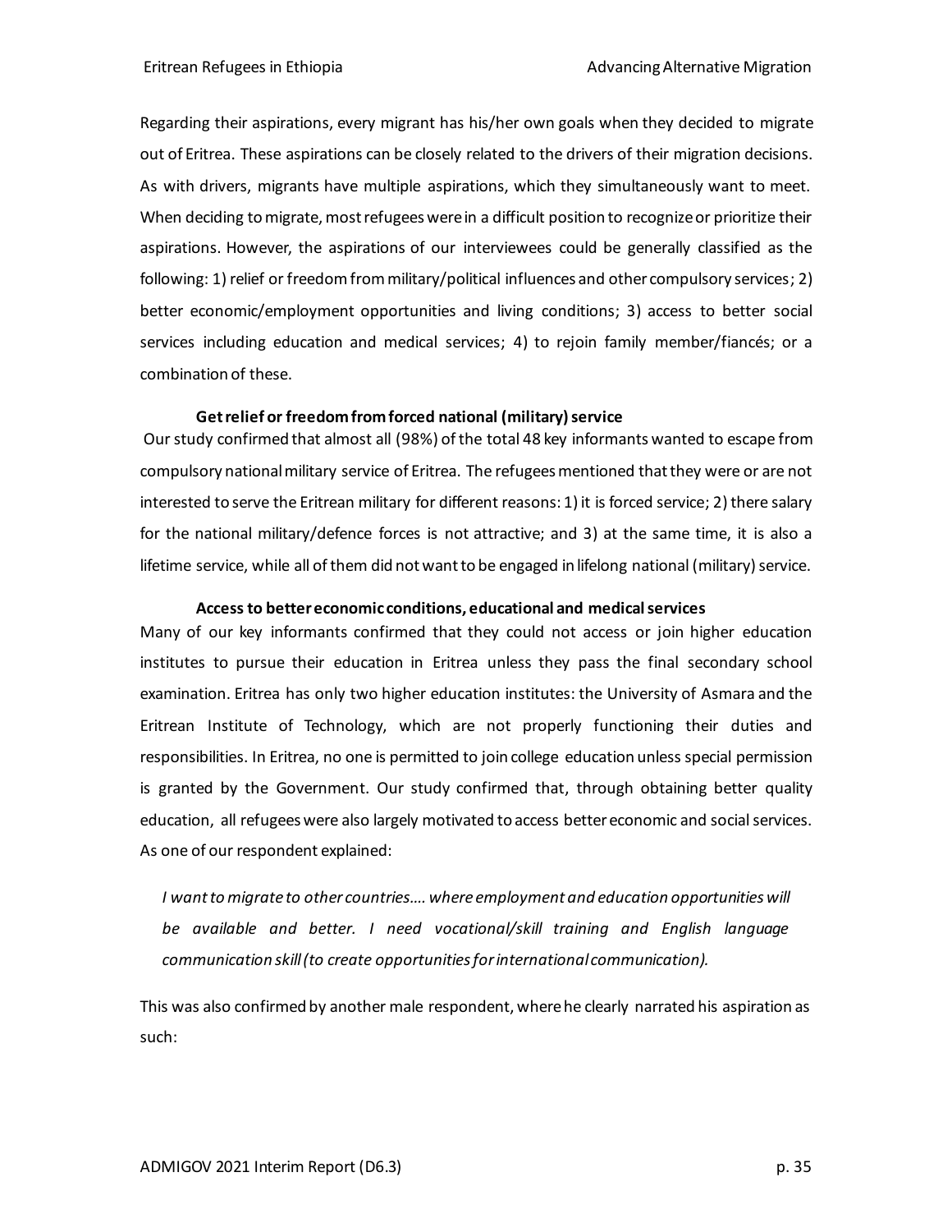Regarding their aspirations, every migrant has his/her own goals when they decided to migrate out of Eritrea. These aspirations can be closely related to the drivers of their migration decisions. As with drivers, migrants have multiple aspirations, which they simultaneously want to meet. When deciding to migrate, most refugees were in a difficult position to recognize or prioritize their aspirations. However, the aspirations of our interviewees could be generally classified as the following: 1) relief or freedom from military/political influences and other compulsory services; 2) better economic/employment opportunities and living conditions; 3) access to better social services including education and medical services; 4) to rejoin family member/fiancés; or a combination of these.

**Get relief or freedom from forced national (military) service**

Our study confirmed that almost all (98%) of the total 48 key informants wanted to escape from compulsory national military service of Eritrea. The refugees mentioned that they were or are not interested to serve the Eritrean military for different reasons: 1) it is forced service; 2) there salary for the national military/defence forces is not attractive; and 3) at the same time, it is also a lifetime service, while all of them did not want to be engaged in lifelong national (military) service.

**Access to better economic conditions, educational and medical services**

Many of our key informants confirmed that they could not access or join higher education institutes to pursue their education in Eritrea unless they pass the final secondary school examination. Eritrea has only two higher education institutes: the University of Asmara and the Eritrean Institute of Technology, which are not properly functioning their duties and responsibilities. In Eritrea, no one is permitted to join college education unless special permission is granted by the Government. Our study confirmed that, through obtaining better quality education, all refugees were also largely motivated to access better economic and social services. As one of our respondent explained:

*I want to migrate to other countries…. where employment and education opportunities will be available and better. I need vocational/skill training and English language communication skill (to create opportunities for international communication).*

This was also confirmed by another male respondent, where he clearly narrated his aspiration as such: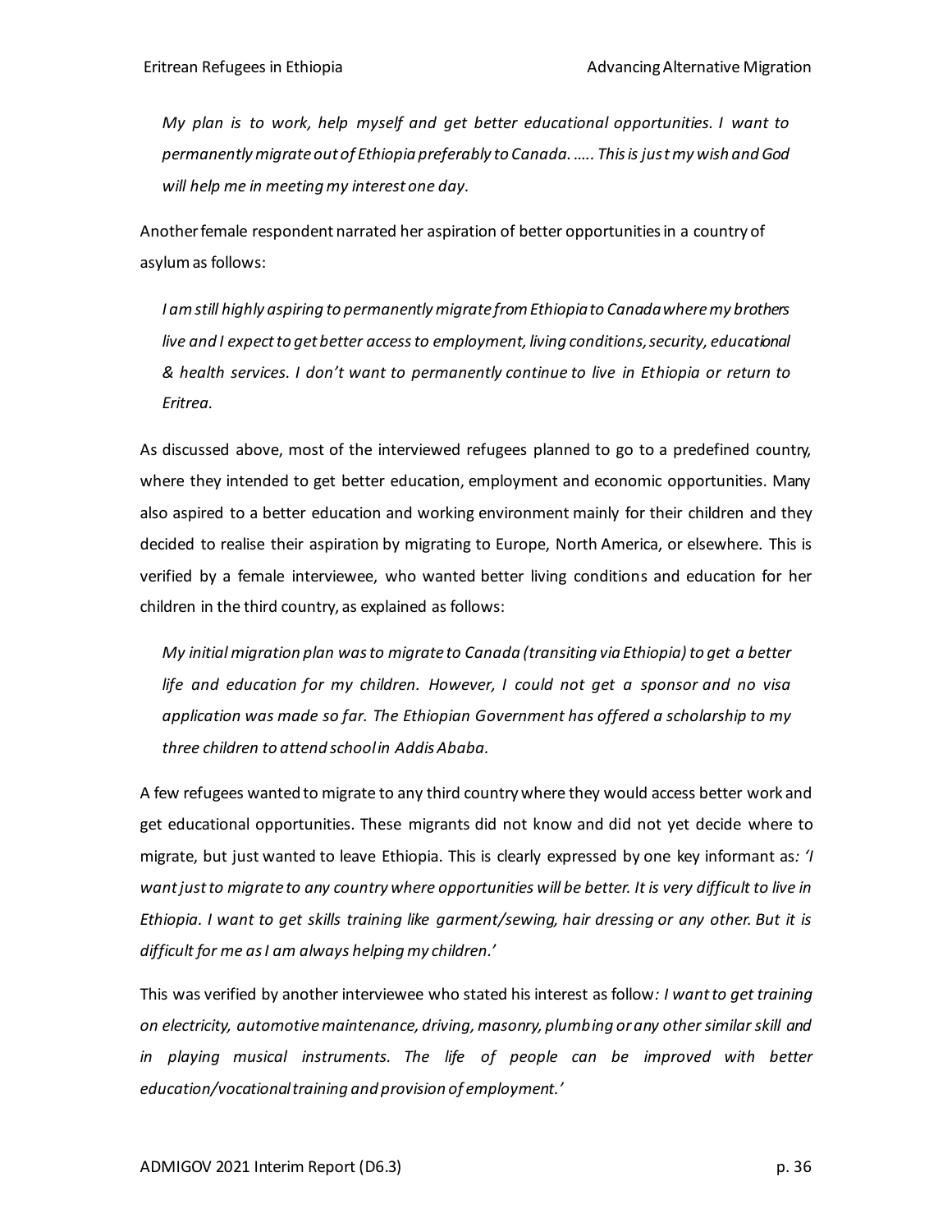> *My plan is to work, help myself and get better educational opportunities. I want to permanently migrate out of Ethiopia preferably to Canada. ….. This is just my wish and God will help me in meeting my interest one day.*

Another female respondent narrated her aspiration of better opportunities in a country of asylum as follows:

> *I am still highly aspiring to permanently migrate from Ethiopia to Canada where my brothers live and I expect to get better access to employment, living conditions, security, educational & health services. I don't want to permanently continue to live in Ethiopia or return to Eritrea.*

As discussed above, most of the interviewed refugees planned to go to a predefined country, where they intended to get better education, employment and economic opportunities. Many also aspired to a better education and working environment mainly for their children and they decided to realise their aspiration by migrating to Europe, North America, or elsewhere. This is verified by a female interviewee, who wanted better living conditions and education for her children in the third country, as explained as follows:

> *My initial migration plan was to migrate to Canada (transiting via Ethiopia) to get a better life and education for my children. However, I could not get a sponsor and no visa application was made so far. The Ethiopian Government has offered a scholarship to my three children to attend school in Addis Ababa.*

A few refugees wanted to migrate to any third country where they would access better work and get educational opportunities. These migrants did not know and did not yet decide where to migrate, but just wanted to leave Ethiopia. This is clearly expressed by one key informant as*: 'I want just to migrate to any country where opportunities will be better. It is very difficult to live in Ethiopia. I want to get skills training like garment/sewing, hair dressing or any other. But it is difficult for me as I am always helping my children.'*

This was verified by another interviewee who stated his interest as follow*: I want to get training on electricity, automotive maintenance, driving, masonry, plumbing or any other similar skill and in playing musical instruments. The life of people can be improved with better education/vocational training and provision of employment.'*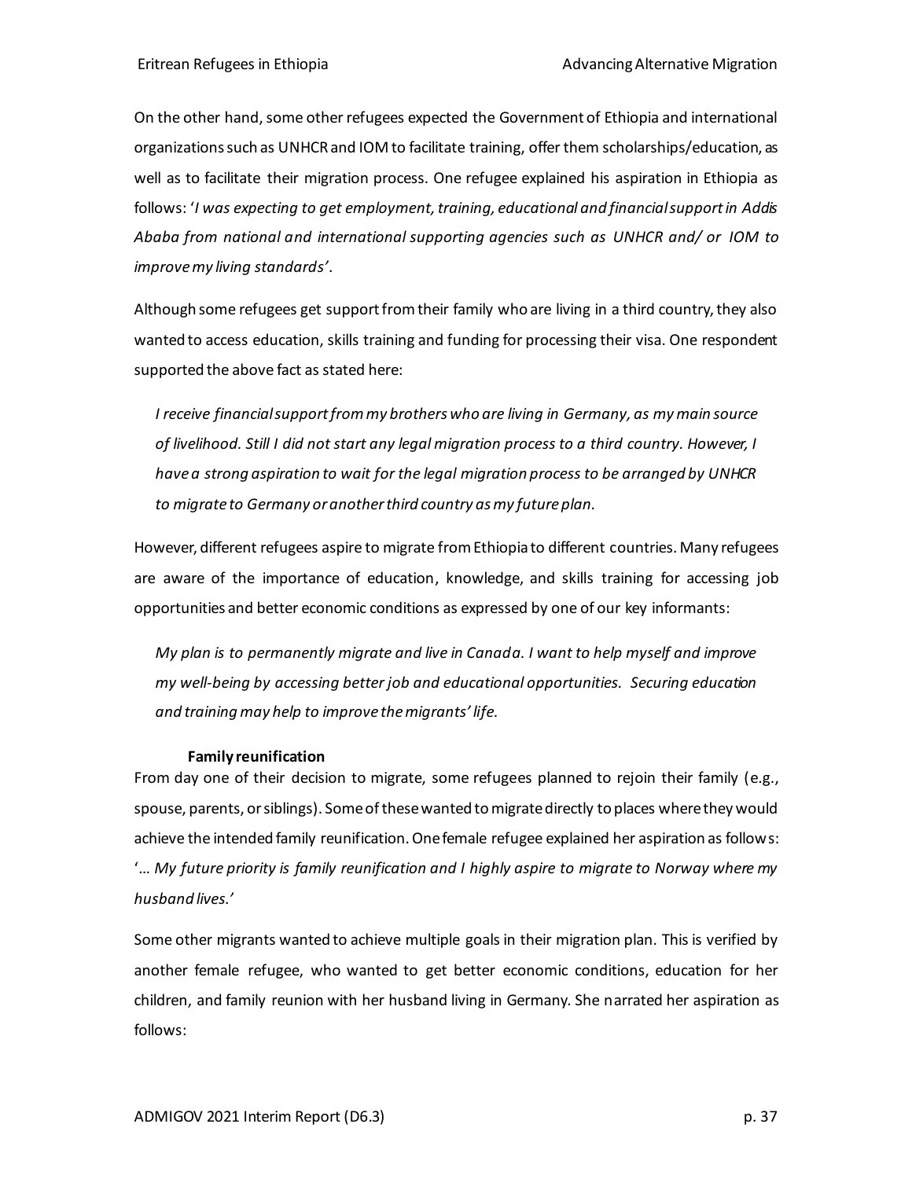On the other hand, some other refugees expected the Government of Ethiopia and international organizations such as UNHCR and IOM to facilitate training, offer them scholarships/education, as well as to facilitate their migration process. One refugee explained his aspiration in Ethiopia as follows: '*I was expecting to get employment, training, educational and financial support in Addis Ababa from national and international supporting agencies such as UNHCR and/ or IOM to improve my living standards'*.

Although some refugees get support from their family who are living in a third country, they also wanted to access education, skills training and funding for processing their visa. One respondent supported the above fact as stated here:

> *I receive financial support from my brothers who are living in Germany, as my main source of livelihood. Still I did not start any legal migration process to a third country. However, I have a strong aspiration to wait for the legal migration process to be arranged by UNHCR to migrate to Germany or another third country as my future plan.*

However, different refugees aspire to migrate from Ethiopia to different countries. Many refugees are aware of the importance of education, knowledge, and skills training for accessing job opportunities and better economic conditions as expressed by one of our key informants:

> *My plan is to permanently migrate and live in Canada. I want to help myself and improve my well-being by accessing better job and educational opportunities. Securing education and training may help to improve the migrants' life.*

**Family reunification**

From day one of their decision to migrate, some refugees planned to rejoin their family (e.g., spouse, parents, or siblings). Some of these wanted to migrate directly to places where they would achieve the intended family reunification. One female refugee explained her aspiration as follows: '… *My future priority is family reunification and I highly aspire to migrate to Norway where my husband lives.'*

Some other migrants wanted to achieve multiple goals in their migration plan. This is verified by another female refugee, who wanted to get better economic conditions, education for her children, and family reunion with her husband living in Germany. She narrated her aspiration as follows: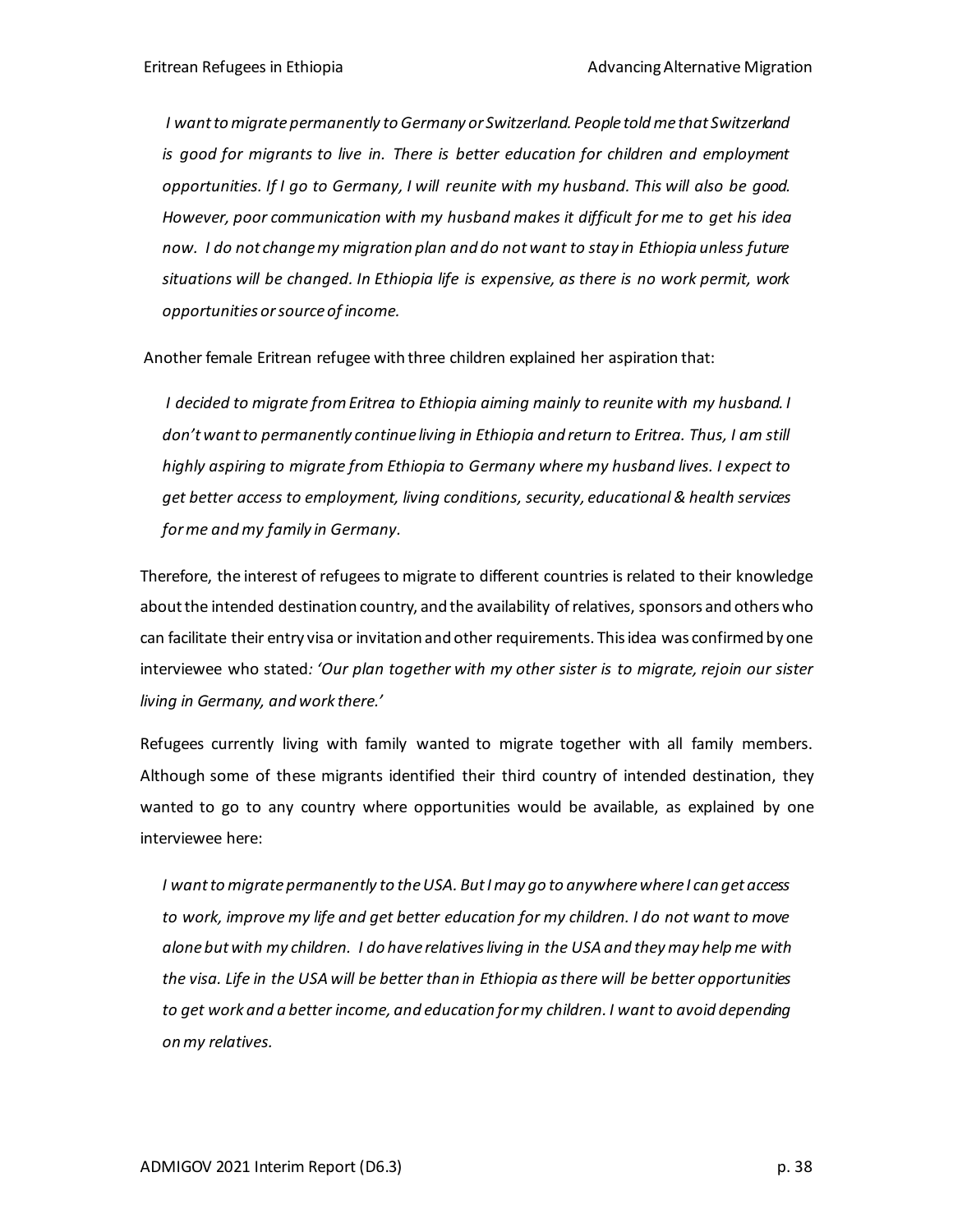> *I want to migrate permanently to Germany or Switzerland. People told me that Switzerland is good for migrants to live in. There is better education for children and employment opportunities. If I go to Germany, I will reunite with my husband. This will also be good. However, poor communication with my husband makes it difficult for me to get his idea now. I do not change my migration plan and do not want to stay in Ethiopia unless future situations will be changed. In Ethiopia life is expensive, as there is no work permit, work opportunities or source of income.*

Another female Eritrean refugee with three children explained her aspiration that:

> *I decided to migrate from Eritrea to Ethiopia aiming mainly to reunite with my husband. I don't want to permanently continue living in Ethiopia and return to Eritrea. Thus, I am still highly aspiring to migrate from Ethiopia to Germany where my husband lives. I expect to get better access to employment, living conditions, security, educational & health services for me and my family in Germany.*

Therefore, the interest of refugees to migrate to different countries is related to their knowledge about the intended destination country, and the availability of relatives, sponsors and others who can facilitate their entry visa or invitation and other requirements. This idea was confirmed by one interviewee who stated*: 'Our plan together with my other sister is to migrate, rejoin our sister living in Germany, and work there.'*

Refugees currently living with family wanted to migrate together with all family members. Although some of these migrants identified their third country of intended destination, they wanted to go to any country where opportunities would be available, as explained by one interviewee here:

> *I want to migrate permanently to the USA. But I may go to anywhere where I can get access to work, improve my life and get better education for my children. I do not want to move alone but with my children. I do have relatives living in the USA and they may help me with the visa. Life in the USA will be better than in Ethiopia as there will be better opportunities to get work and a better income, and education for my children. I want to avoid depending on my relatives.*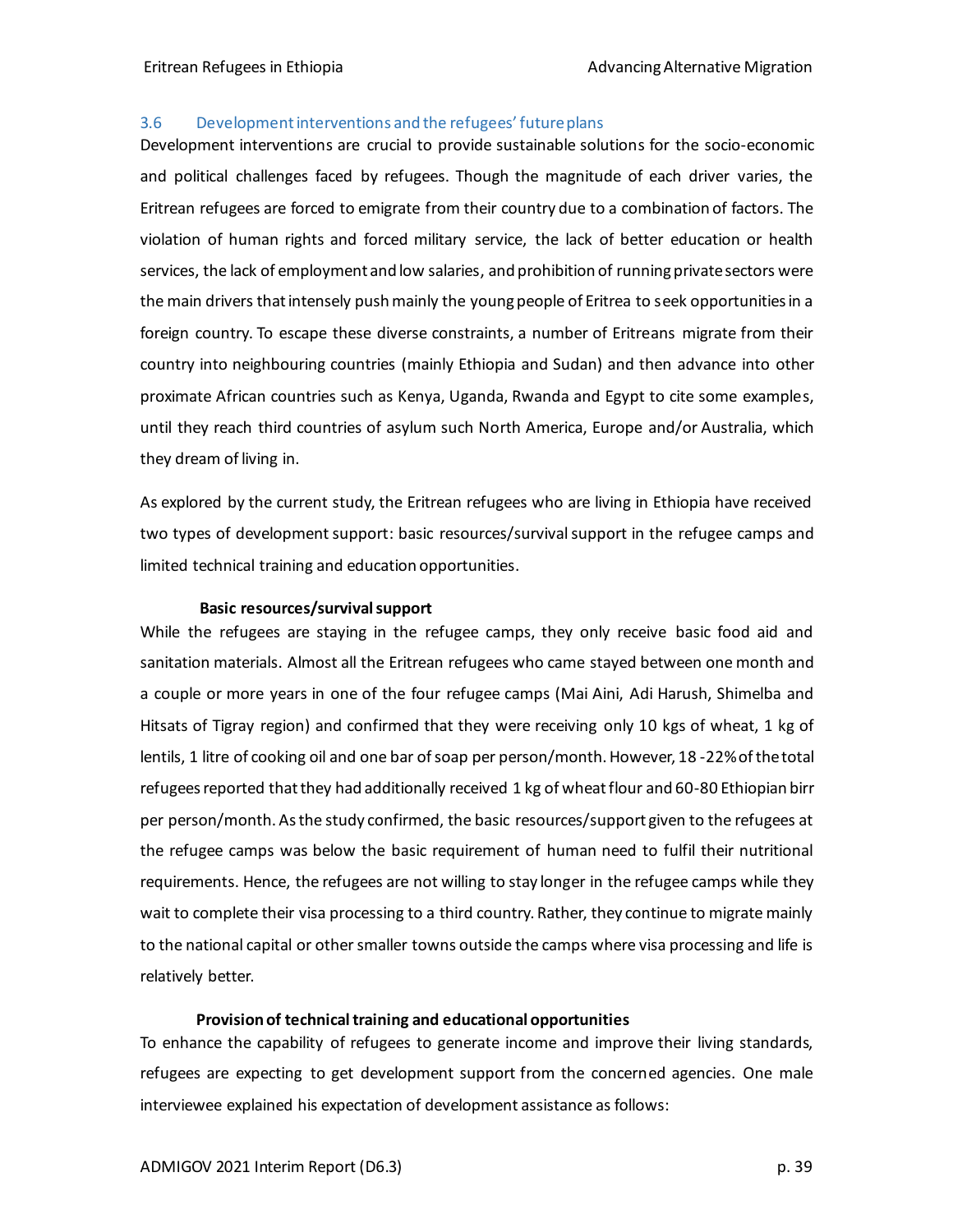### 3.6 Development interventions and the refugees' future plans

Development interventions are crucial to provide sustainable solutions for the socio-economic and political challenges faced by refugees. Though the magnitude of each driver varies, the Eritrean refugees are forced to emigrate from their country due to a combination of factors. The violation of human rights and forced military service, the lack of better education or health services, the lack of employment and low salaries, and prohibition of running private sectors were the main drivers that intensely push mainly the young people of Eritrea to seek opportunities in a foreign country. To escape these diverse constraints, a number of Eritreans migrate from their country into neighbouring countries (mainly Ethiopia and Sudan) and then advance into other proximate African countries such as Kenya, Uganda, Rwanda and Egypt to cite some examples, until they reach third countries of asylum such North America, Europe and/or Australia, which they dream of living in.

As explored by the current study, the Eritrean refugees who are living in Ethiopia have received two types of development support: basic resources/survival support in the refugee camps and limited technical training and education opportunities.

**Basic resources/survival support**

While the refugees are staying in the refugee camps, they only receive basic food aid and sanitation materials. Almost all the Eritrean refugees who came stayed between one month and a couple or more years in one of the four refugee camps (Mai Aini, Adi Harush, Shimelba and Hitsats of Tigray region) and confirmed that they were receiving only 10 kgs of wheat, 1 kg of lentils, 1 litre of cooking oil and one bar of soap per person/month. However, 18 -22% of the total refugees reported that they had additionally received 1 kg of wheat flour and 60-80 Ethiopian birr per person/month. As the study confirmed, the basic resources/support given to the refugees at the refugee camps was below the basic requirement of human need to fulfil their nutritional requirements. Hence, the refugees are not willing to stay longer in the refugee camps while they wait to complete their visa processing to a third country. Rather, they continue to migrate mainly to the national capital or other smaller towns outside the camps where visa processing and life is relatively better.

**Provision of technical training and educational opportunities**

To enhance the capability of refugees to generate income and improve their living standards, refugees are expecting to get development support from the concerned agencies. One male interviewee explained his expectation of development assistance as follows: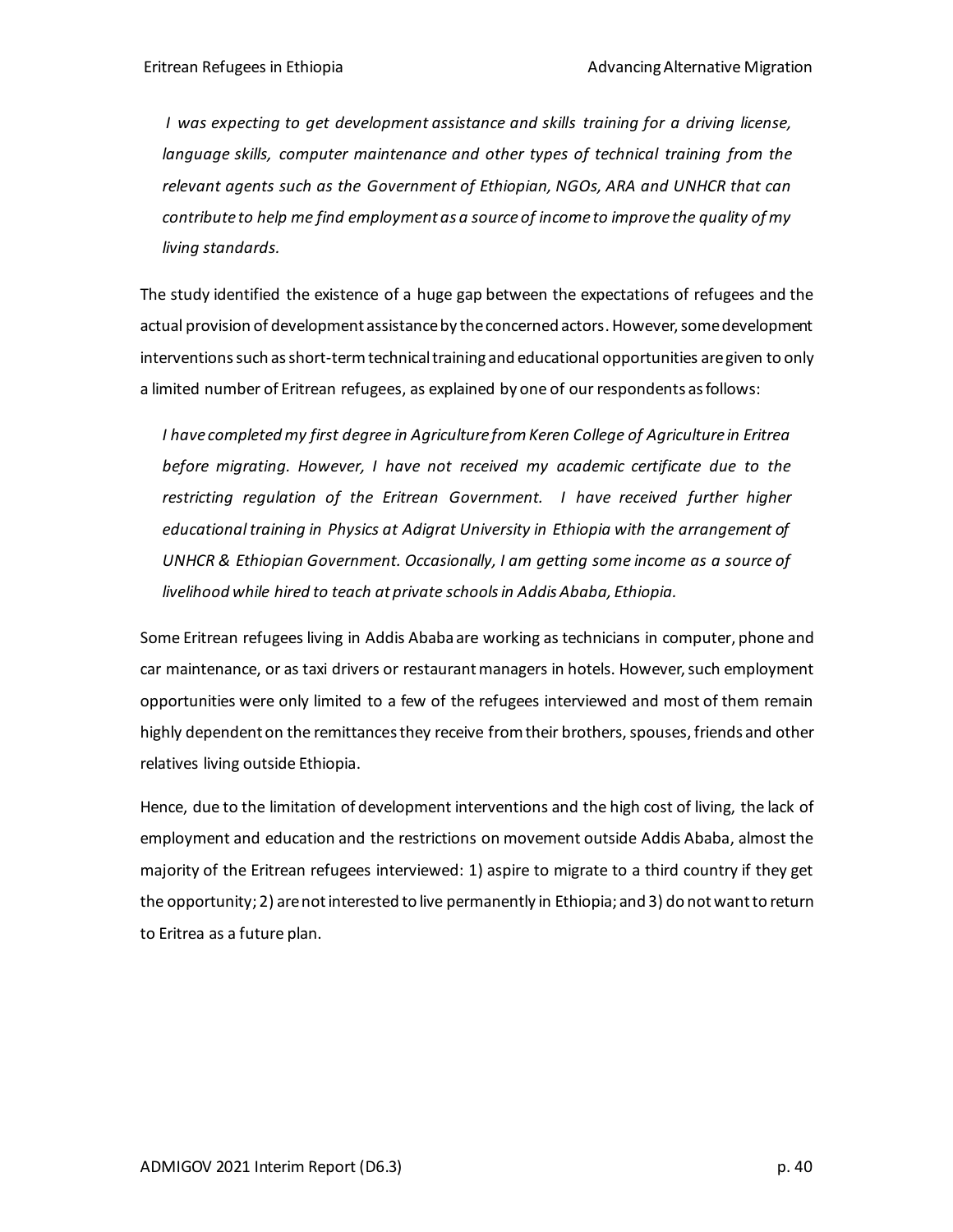*I was expecting to get development assistance and skills training for a driving license, language skills, computer maintenance and other types of technical training from the relevant agents such as the Government of Ethiopian, NGOs, ARA and UNHCR that can contribute to help me find employment as a source of income to improve the quality of my living standards.*

The study identified the existence of a huge gap between the expectations of refugees and the actual provision of development assistance by the concerned actors. However, some development interventions such as short-term technical training and educational opportunities are given to only a limited number of Eritrean refugees, as explained by one of our respondents as follows:

*I have completed my first degree in Agriculture from Keren College of Agriculture in Eritrea before migrating. However, I have not received my academic certificate due to the restricting regulation of the Eritrean Government. I have received further higher educational training in Physics at Adigrat University in Ethiopia with the arrangement of UNHCR & Ethiopian Government. Occasionally, I am getting some income as a source of livelihood while hired to teach at private schools in Addis Ababa, Ethiopia.*

Some Eritrean refugees living in Addis Ababa are working as technicians in computer, phone and car maintenance, or as taxi drivers or restaurant managers in hotels. However, such employment opportunities were only limited to a few of the refugees interviewed and most of them remain highly dependent on the remittances they receive from their brothers, spouses, friends and other relatives living outside Ethiopia.

Hence, due to the limitation of development interventions and the high cost of living, the lack of employment and education and the restrictions on movement outside Addis Ababa, almost the majority of the Eritrean refugees interviewed: 1) aspire to migrate to a third country if they get the opportunity; 2) are not interested to live permanently in Ethiopia; and 3) do not want to return to Eritrea as a future plan.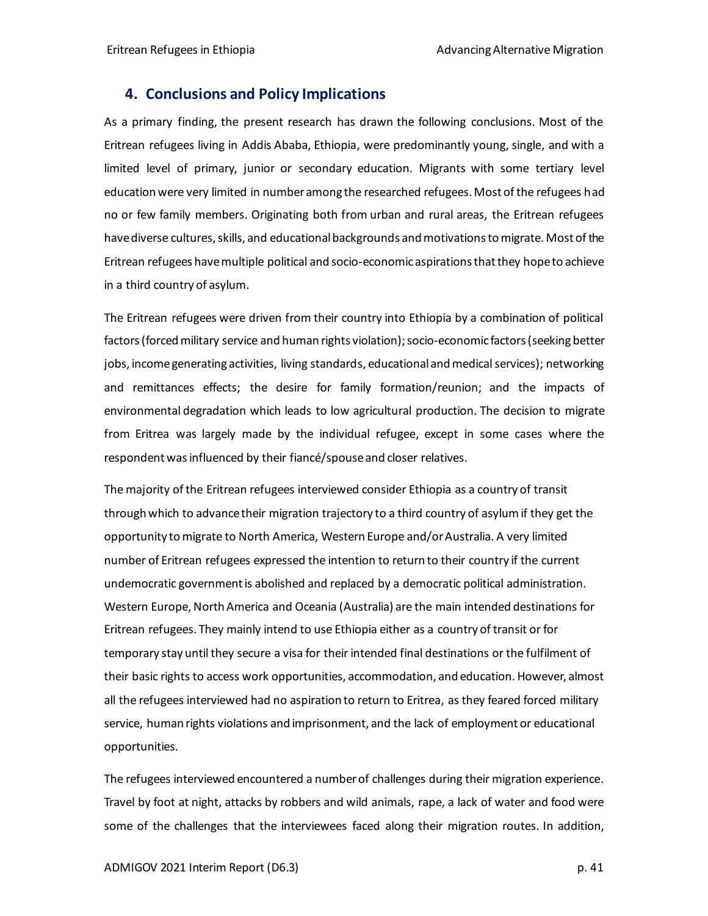## 4. Conclusions and Policy Implications

As a primary finding, the present research has drawn the following conclusions. Most of the Eritrean refugees living in Addis Ababa, Ethiopia, were predominantly young, single, and with a limited level of primary, junior or secondary education. Migrants with some tertiary level education were very limited in number among the researched refugees. Most of the refugees had no or few family members. Originating both from urban and rural areas, the Eritrean refugees have diverse cultures, skills, and educational backgrounds and motivations to migrate. Most of the Eritrean refugees have multiple political and socio-economic aspirations that they hope to achieve in a third country of asylum.

The Eritrean refugees were driven from their country into Ethiopia by a combination of political factors (forced military service and human rights violation); socio-economic factors (seeking better jobs, income generating activities, living standards, educational and medical services); networking and remittances effects; the desire for family formation/reunion; and the impacts of environmental degradation which leads to low agricultural production. The decision to migrate from Eritrea was largely made by the individual refugee, except in some cases where the respondent was influenced by their fiancé/spouse and closer relatives.

The majority of the Eritrean refugees interviewed consider Ethiopia as a country of transit through which to advance their migration trajectory to a third country of asylum if they get the opportunity to migrate to North America, Western Europe and/or Australia. A very limited number of Eritrean refugees expressed the intention to return to their country if the current undemocratic government is abolished and replaced by a democratic political administration. Western Europe, North America and Oceania (Australia) are the main intended destinations for Eritrean refugees. They mainly intend to use Ethiopia either as a country of transit or for temporary stay until they secure a visa for their intended final destinations or the fulfilment of their basic rights to access work opportunities, accommodation, and education. However, almost all the refugees interviewed had no aspiration to return to Eritrea, as they feared forced military service, human rights violations and imprisonment, and the lack of employment or educational opportunities.

The refugees interviewed encountered a number of challenges during their migration experience. Travel by foot at night, attacks by robbers and wild animals, rape, a lack of water and food were some of the challenges that the interviewees faced along their migration routes. In addition,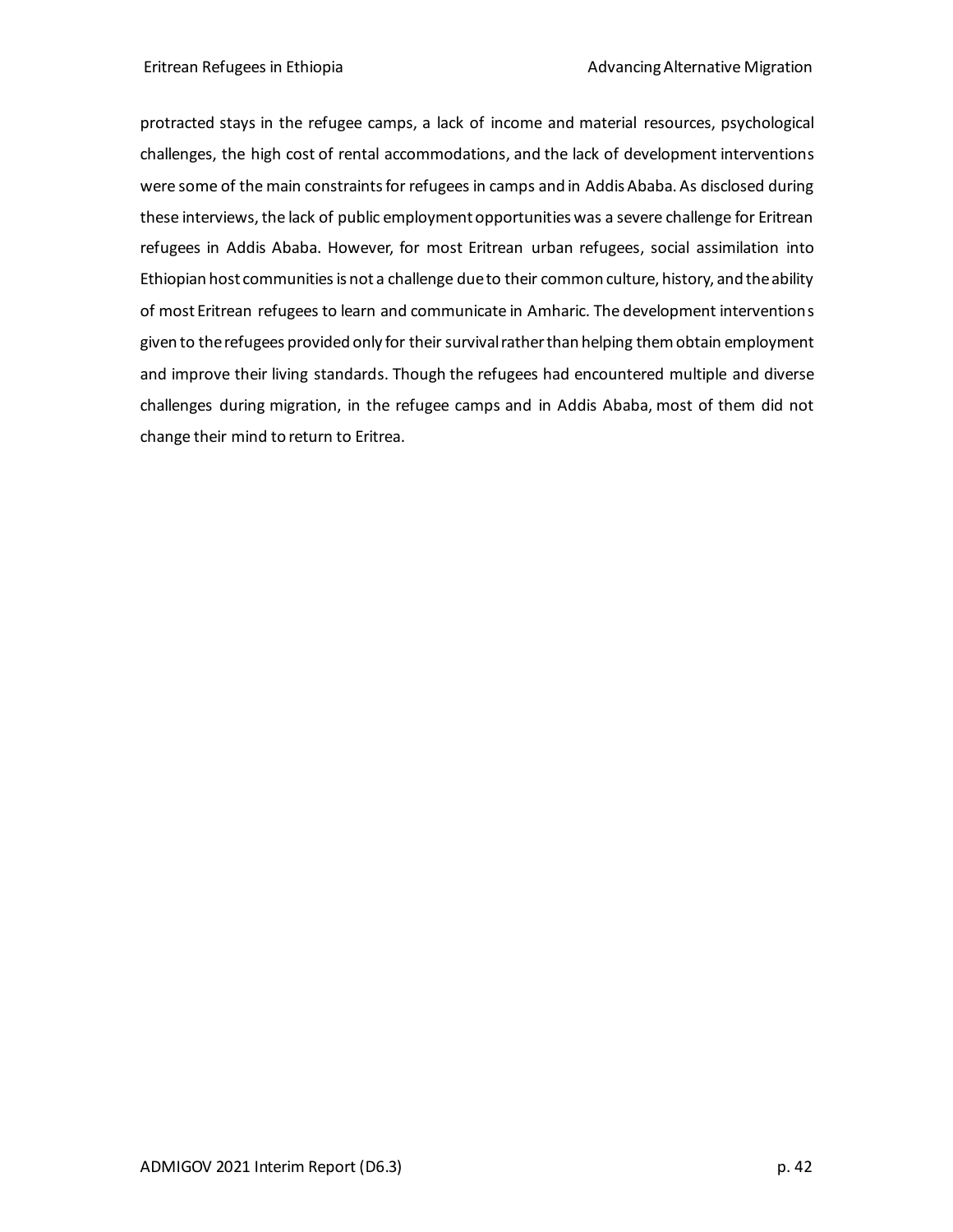protracted stays in the refugee camps, a lack of income and material resources, psychological challenges, the high cost of rental accommodations, and the lack of development interventions were some of the main constraints for refugees in camps and in Addis Ababa. As disclosed during these interviews, the lack of public employment opportunities was a severe challenge for Eritrean refugees in Addis Ababa. However, for most Eritrean urban refugees, social assimilation into Ethiopian host communities is not a challenge due to their common culture, history, and the ability of most Eritrean refugees to learn and communicate in Amharic. The development interventions given to the refugees provided only for their survival rather than helping them obtain employment and improve their living standards. Though the refugees had encountered multiple and diverse challenges during migration, in the refugee camps and in Addis Ababa, most of them did not change their mind to return to Eritrea.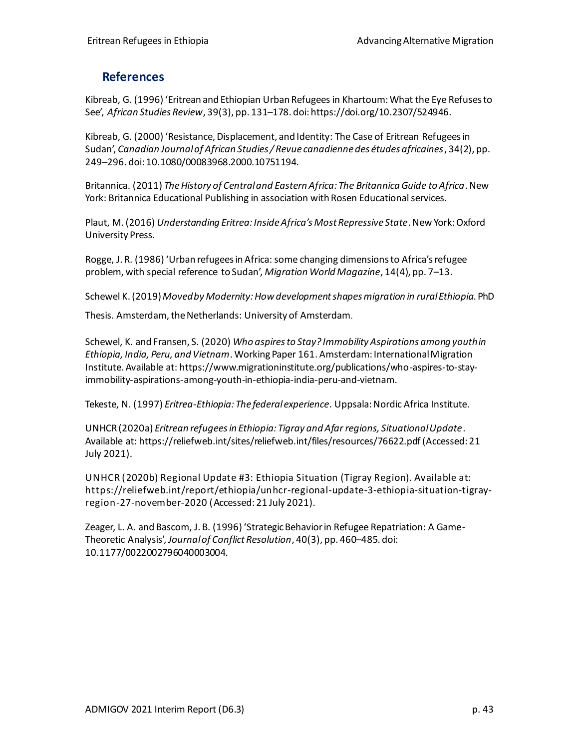## References

Kibreab, G. (1996) 'Eritrean and Ethiopian Urban Refugees in Khartoum: What the Eye Refuses to See', *African Studies Review*, 39(3), pp. 131–178. doi: https://doi.org/10.2307/524946.

Kibreab, G. (2000) 'Resistance, Displacement, and Identity: The Case of Eritrean Refugees in Sudan', *Canadian Journal of African Studies / Revue canadienne des études africaines*, 34(2), pp. 249–296. doi: 10.1080/00083968.2000.10751194.

Britannica. (2011) *The History of Central and Eastern Africa: The Britannica Guide to Africa*. New York: Britannica Educational Publishing in association with Rosen Educational services.

Plaut, M. (2016) *Understanding Eritrea: Inside Africa's Most Repressive State*. New York: Oxford University Press.

Rogge, J. R. (1986) 'Urban refugees in Africa: some changing dimensions to Africa's refugee problem, with special reference to Sudan', *Migration World Magazine*, 14(4), pp. 7–13.

Schewel K. (2019) *Moved by Modernity: How development shapes migration in rural Ethiopia*. PhD Thesis. Amsterdam, the Netherlands: University of Amsterdam.

Schewel, K. and Fransen, S. (2020) *Who aspires to Stay? Immobility Aspirations among youth in Ethiopia, India, Peru, and Vietnam*. Working Paper 161. Amsterdam: International Migration Institute. Available at: https://www.migrationinstitute.org/publications/who-aspires-to-stay-immobility-aspirations-among-youth-in-ethiopia-india-peru-and-vietnam.

Tekeste, N. (1997) *Eritrea-Ethiopia: The federal experience*. Uppsala: Nordic Africa Institute.

UNHCR (2020a) *Eritrean refugees in Ethiopia: Tigray and Afar regions, Situational Update*. Available at: https://reliefweb.int/sites/reliefweb.int/files/resources/76622.pdf (Accessed: 21 July 2021).

UNHCR (2020b) Regional Update #3: Ethiopia Situation (Tigray Region). Available at: https://reliefweb.int/report/ethiopia/unhcr-regional-update-3-ethiopia-situation-tigray-region-27-november-2020 (Accessed: 21 July 2021).

Zeager, L. A. and Bascom, J. B. (1996) 'Strategic Behavior in Refugee Repatriation: A Game-Theoretic Analysis', *Journal of Conflict Resolution*, 40(3), pp. 460–485. doi: 10.1177/0022002796040003004.